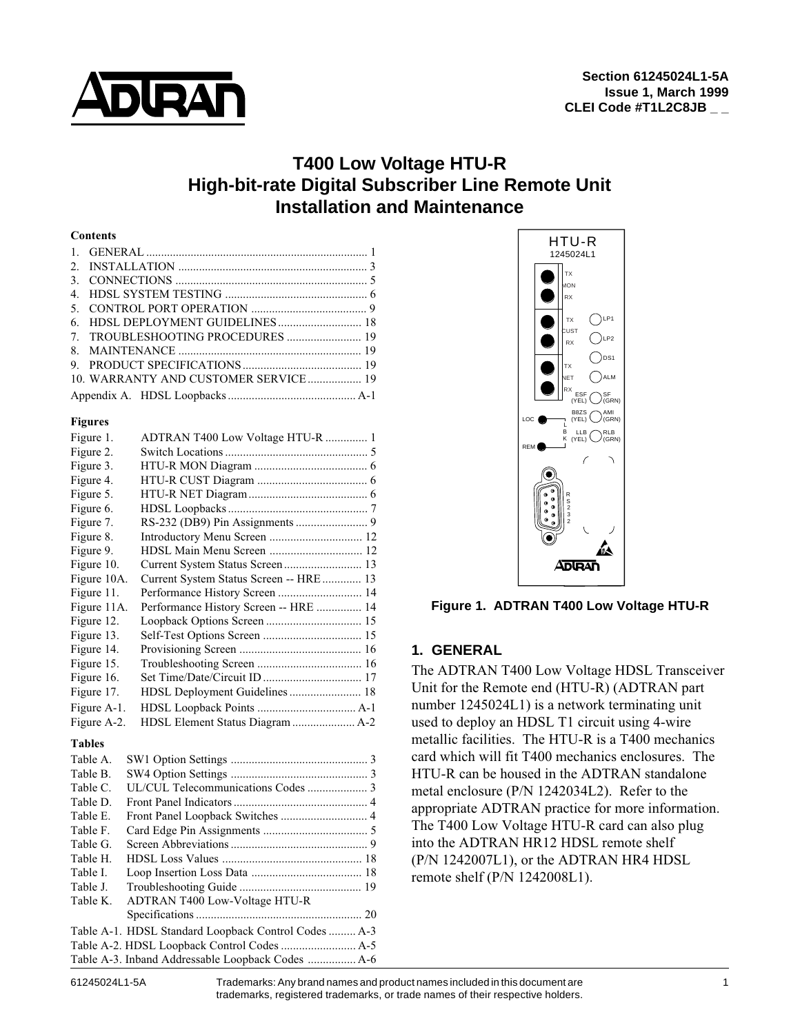ADTRAN

**Section 61245024L1-5A**
**Issue 1, March 1999**
**CLEI Code #T1L2C8JB _ _**

# T400 Low Voltage HTU-R
# High-bit-rate Digital Subscriber Line Remote Unit
# Installation and Maintenance

**Contents**

| | |
|---|---|
| 1. GENERAL | 1 |
| 2. INSTALLATION | 3 |
| 3. CONNECTIONS | 5 |
| 4. HDSL SYSTEM TESTING | 6 |
| 5. CONTROL PORT OPERATION | 9 |
| 6. HDSL DEPLOYMENT GUIDELINES | 18 |
| 7. TROUBLESHOOTING PROCEDURES | 19 |
| 8. MAINTENANCE | 19 |
| 9. PRODUCT SPECIFICATIONS | 19 |
| 10. WARRANTY AND CUSTOMER SERVICE | 19 |
| Appendix A. HDSL Loopbacks | A-1 |

**Figures**

| | | |
|---|---|---|
| Figure 1. | ADTRAN T400 Low Voltage HTU-R | 1 |
| Figure 2. | Switch Locations | 5 |
| Figure 3. | HTU-R MON Diagram | 6 |
| Figure 4. | HTU-R CUST Diagram | 6 |
| Figure 5. | HTU-R NET Diagram | 6 |
| Figure 6. | HDSL Loopbacks | 7 |
| Figure 7. | RS-232 (DB9) Pin Assignments | 9 |
| Figure 8. | Introductory Menu Screen | 12 |
| Figure 9. | HDSL Main Menu Screen | 12 |
| Figure 10. | Current System Status Screen | 13 |
| Figure 10A. | Current System Status Screen -- HRE | 13 |
| Figure 11. | Performance History Screen | 14 |
| Figure 11A. | Performance History Screen -- HRE | 14 |
| Figure 12. | Loopback Options Screen | 15 |
| Figure 13. | Self-Test Options Screen | 15 |
| Figure 14. | Provisioning Screen | 16 |
| Figure 15. | Troubleshooting Screen | 16 |
| Figure 16. | Set Time/Date/Circuit ID | 17 |
| Figure 17. | HDSL Deployment Guidelines | 18 |
| Figure A-1. | HDSL Loopback Points | A-1 |
| Figure A-2. | HDSL Element Status Diagram | A-2 |

**Tables**

| | | |
|---|---|---|
| Table A. | SW1 Option Settings | 3 |
| Table B. | SW4 Option Settings | 3 |
| Table C. | UL/CUL Telecommunications Codes | 3 |
| Table D. | Front Panel Indicators | 4 |
| Table E. | Front Panel Loopback Switches | 4 |
| Table F. | Card Edge Pin Assignments | 5 |
| Table G. | Screen Abbreviations | 9 |
| Table H. | HDSL Loss Values | 18 |
| Table I. | Loop Insertion Loss Data | 18 |
| Table J. | Troubleshooting Guide | 19 |
| Table K. | ADTRAN T400 Low-Voltage HTU-R Specifications | 20 |
| Table A-1. | HDSL Standard Loopback Control Codes | A-3 |
| Table A-2. | HDSL Loopback Control Codes | A-5 |
| Table A-3. | Inband Addressable Loopback Codes | A-6 |

Figure 1. ADTRAN T400 Low Voltage HTU-R

## 1. GENERAL

The ADTRAN T400 Low Voltage HDSL Transceiver Unit for the Remote end (HTU-R) (ADTRAN part number 1245024L1) is a network terminating unit used to deploy an HDSL T1 circuit using 4-wire metallic facilities. The HTU-R is a T400 mechanics card which will fit T400 mechanics enclosures. The HTU-R can be housed in the ADTRAN standalone metal enclosure (P/N 1242034L2). Refer to the appropriate ADTRAN practice for more information. The T400 Low Voltage HTU-R card can also plug into the ADTRAN HR12 HDSL remote shelf (P/N 1242007L1), or the ADTRAN HR4 HDSL remote shelf (P/N 1242008L1).

Trademarks: Any brand names and product names included in this document are trademarks, registered trademarks, or trade names of their respective holders.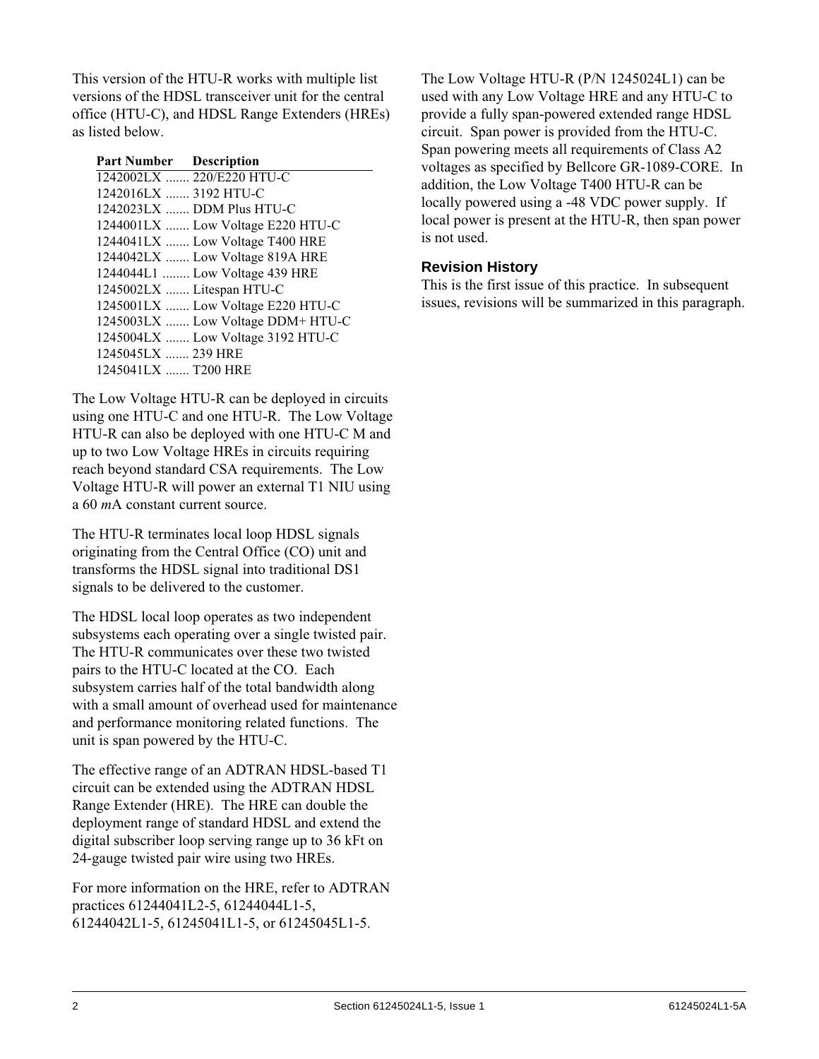This version of the HTU-R works with multiple list versions of the HDSL transceiver unit for the central office (HTU-C), and HDSL Range Extenders (HREs) as listed below.

| Part Number | Description |
|---|---|
| 1242002LX | 220/E220 HTU-C |
| 1242016LX | 3192 HTU-C |
| 1242023LX | DDM Plus HTU-C |
| 1244001LX | Low Voltage E220 HTU-C |
| 1244041LX | Low Voltage T400 HRE |
| 1244042LX | Low Voltage 819A HRE |
| 1244044L1 | Low Voltage 439 HRE |
| 1245002LX | Litespan HTU-C |
| 1245001LX | Low Voltage E220 HTU-C |
| 1245003LX | Low Voltage DDM+ HTU-C |
| 1245004LX | Low Voltage 3192 HTU-C |
| 1245045LX | 239 HRE |
| 1245041LX | T200 HRE |

The Low Voltage HTU-R can be deployed in circuits using one HTU-C and one HTU-R. The Low Voltage HTU-R can also be deployed with one HTU-C M and up to two Low Voltage HREs in circuits requiring reach beyond standard CSA requirements. The Low Voltage HTU-R will power an external T1 NIU using a 60 *m*A constant current source.

The HTU-R terminates local loop HDSL signals originating from the Central Office (CO) unit and transforms the HDSL signal into traditional DS1 signals to be delivered to the customer.

The HDSL local loop operates as two independent subsystems each operating over a single twisted pair. The HTU-R communicates over these two twisted pairs to the HTU-C located at the CO. Each subsystem carries half of the total bandwidth along with a small amount of overhead used for maintenance and performance monitoring related functions. The unit is span powered by the HTU-C.

The effective range of an ADTRAN HDSL-based T1 circuit can be extended using the ADTRAN HDSL Range Extender (HRE). The HRE can double the deployment range of standard HDSL and extend the digital subscriber loop serving range up to 36 kFt on 24-gauge twisted pair wire using two HREs.

For more information on the HRE, refer to ADTRAN practices 61244041L2-5, 61244044L1-5, 61244042L1-5, 61245041L1-5, or 61245045L1-5.

The Low Voltage HTU-R (P/N 1245024L1) can be used with any Low Voltage HRE and any HTU-C to provide a fully span-powered extended range HDSL circuit. Span power is provided from the HTU-C. Span powering meets all requirements of Class A2 voltages as specified by Bellcore GR-1089-CORE. In addition, the Low Voltage T400 HTU-R can be locally powered using a -48 VDC power supply. If local power is present at the HTU-R, then span power is not used.

### Revision History

This is the first issue of this practice. In subsequent issues, revisions will be summarized in this paragraph.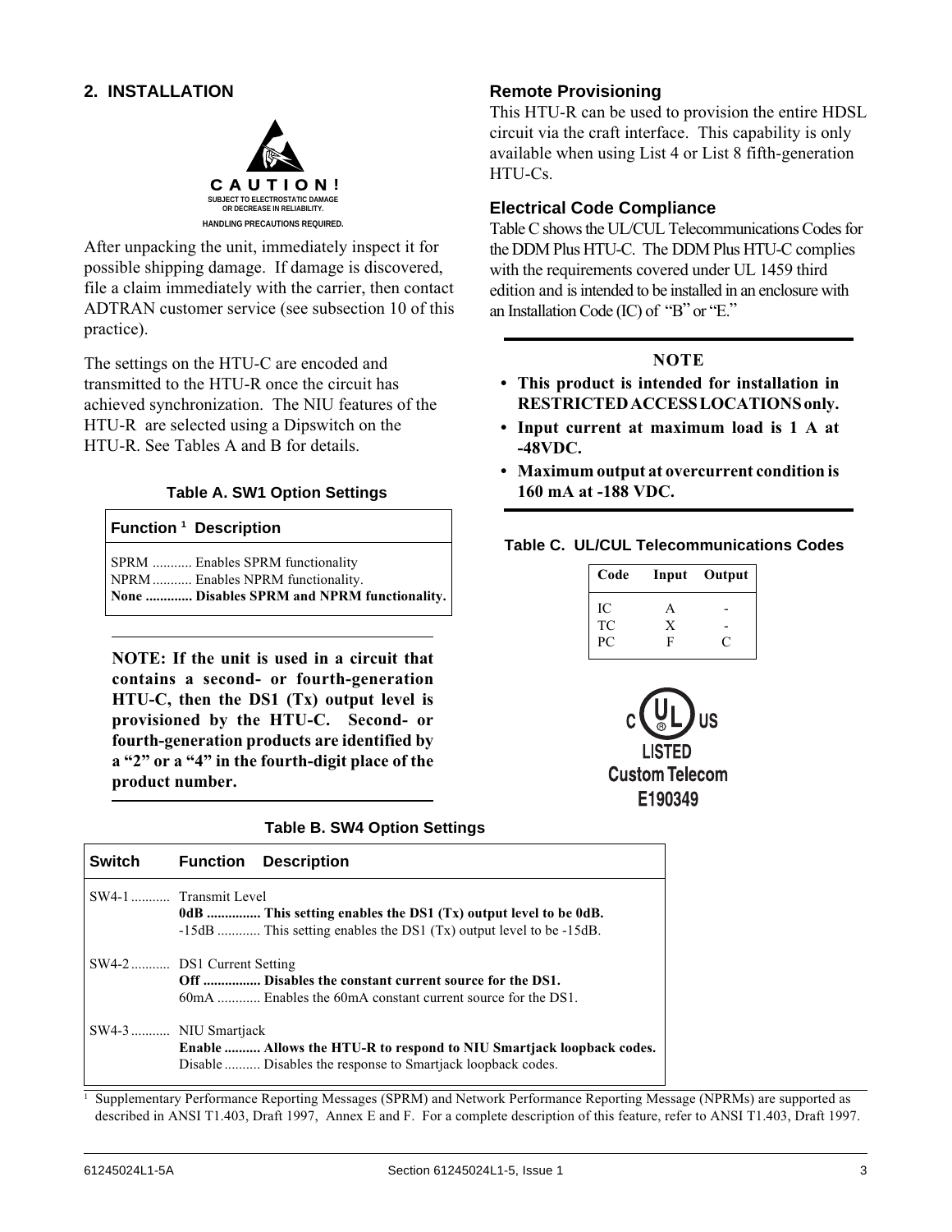## 2. INSTALLATION

**CAUTION!**
SUBJECT TO ELECTROSTATIC DAMAGE OR DECREASE IN RELIABILITY.
HANDLING PRECAUTIONS REQUIRED.

After unpacking the unit, immediately inspect it for possible shipping damage. If damage is discovered, file a claim immediately with the carrier, then contact ADTRAN customer service (see subsection 10 of this practice).

The settings on the HTU-C are encoded and transmitted to the HTU-R once the circuit has achieved synchronization. The NIU features of the HTU-R are selected using a Dipswitch on the HTU-R. See Tables A and B for details.

**Table A. SW1 Option Settings**

| Function [1] | Description |
|---|---|
| SPRM | Enables SPRM functionality |
| NPRM | Enables NPRM functionality. |
| **None** | **Disables SPRM and NPRM functionality.** |

---

**NOTE: If the unit is used in a circuit that contains a second- or fourth-generation HTU-C, then the DS1 (Tx) output level is provisioned by the HTU-C. Second- or fourth-generation products are identified by a "2" or a "4" in the fourth-digit place of the product number.**

---

### Remote Provisioning

This HTU-R can be used to provision the entire HDSL circuit via the craft interface. This capability is only available when using List 4 or List 8 fifth-generation HTU-Cs.

### Electrical Code Compliance

Table C shows the UL/CUL Telecommunications Codes for the DDM Plus HTU-C. The DDM Plus HTU-C complies with the requirements covered under UL 1459 third edition and is intended to be installed in an enclosure with an Installation Code (IC) of "B" or "E."

---

**NOTE**

- **This product is intended for installation in RESTRICTED ACCESS LOCATIONS only.**
- **Input current at maximum load is 1 A at -48VDC.**
- **Maximum output at overcurrent condition is 160 mA at -188 VDC.**

---

**Table C. UL/CUL Telecommunications Codes**

| Code | Input | Output |
|---|---|---|
| IC | A | - |
| TC | X | - |
| PC | F | C |

C UL US LISTED Custom Telecom E190349

**Table B. SW4 Option Settings**

| Switch | Function | Description |
|---|---|---|
| SW4-1 | Transmit Level | |
| | **0dB** | **This setting enables the DS1 (Tx) output level to be 0dB.** |
| | -15dB | This setting enables the DS1 (Tx) output level to be -15dB. |
| SW4-2 | DS1 Current Setting | |
| | **Off** | **Disables the constant current source for the DS1.** |
| | 60mA | Enables the 60mA constant current source for the DS1. |
| SW4-3 | NIU Smartjack | |
| | **Enable** | **Allows the HTU-R to respond to NIU Smartjack loopback codes.** |
| | Disable | Disables the response to Smartjack loopback codes. |

[1] Supplementary Performance Reporting Messages (SPRM) and Network Performance Reporting Message (NPRMs) are supported as described in ANSI T1.403, Draft 1997, Annex E and F. For a complete description of this feature, refer to ANSI T1.403, Draft 1997.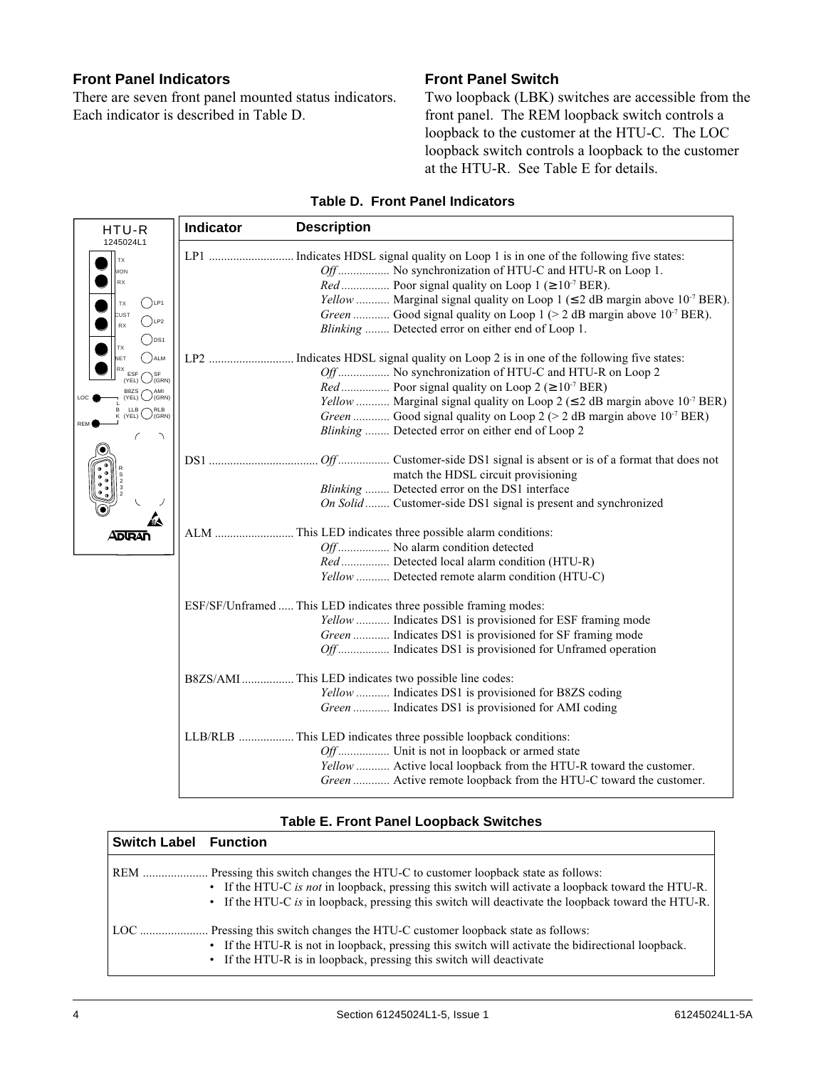## Front Panel Indicators

There are seven front panel mounted status indicators. Each indicator is described in Table D.

## Front Panel Switch

Two loopback (LBK) switches are accessible from the front panel. The REM loopback switch controls a loopback to the customer at the HTU-C. The LOC loopback switch controls a loopback to the customer at the HTU-R. See Table E for details.

**Table D. Front Panel Indicators**

| Indicator | Description |
|---|---|
| LP1 | Indicates HDSL signal quality on Loop 1 is in one of the following five states:<br>*Off* ........ No synchronization of HTU-C and HTU-R on Loop 1.<br>*Red* ........ Poor signal quality on Loop 1 (≥ $10^{-7}$ BER).<br>*Yellow* ........ Marginal signal quality on Loop 1 (≤ 2 dB margin above $10^{-7}$ BER).<br>*Green* ........ Good signal quality on Loop 1 (> 2 dB margin above $10^{-7}$ BER).<br>*Blinking* ........ Detected error on either end of Loop 1. |
| LP2 | Indicates HDSL signal quality on Loop 2 is in one of the following five states:<br>*Off* ........ No synchronization of HTU-C and HTU-R on Loop 2<br>*Red* ........ Poor signal quality on Loop 2 (≥ $10^{-7}$ BER)<br>*Yellow* ........ Marginal signal quality on Loop 2 (≤ 2 dB margin above $10^{-7}$ BER)<br>*Green* ........ Good signal quality on Loop 2 (> 2 dB margin above $10^{-7}$ BER)<br>*Blinking* ........ Detected error on either end of Loop 2 |
| DS1 | *Off* ........ Customer-side DS1 signal is absent or is of a format that does not match the HDSL circuit provisioning<br>*Blinking* ........ Detected error on the DS1 interface<br>*On Solid* ........ Customer-side DS1 signal is present and synchronized |
| ALM | This LED indicates three possible alarm conditions:<br>*Off* ........ No alarm condition detected<br>*Red* ........ Detected local alarm condition (HTU-R)<br>*Yellow* ........ Detected remote alarm condition (HTU-C) |
| ESF/SF/Unframed | This LED indicates three possible framing modes:<br>*Yellow* ........ Indicates DS1 is provisioned for ESF framing mode<br>*Green* ........ Indicates DS1 is provisioned for SF framing mode<br>*Off* ........ Indicates DS1 is provisioned for Unframed operation |
| B8ZS/AMI | This LED indicates two possible line codes:<br>*Yellow* ........ Indicates DS1 is provisioned for B8ZS coding<br>*Green* ........ Indicates DS1 is provisioned for AMI coding |
| LLB/RLB | This LED indicates three possible loopback conditions:<br>*Off* ........ Unit is not in loopback or armed state<br>*Yellow* ........ Active local loopback from the HTU-R toward the customer.<br>*Green* ........ Active remote loopback from the HTU-C toward the customer. |

**Table E. Front Panel Loopback Switches**

| Switch Label | Function |
|---|---|
| REM | Pressing this switch changes the HTU-C to customer loopback state as follows:<br>• If the HTU-C *is not* in loopback, pressing this switch will activate a loopback toward the HTU-R.<br>• If the HTU-C *is* in loopback, pressing this switch will deactivate the loopback toward the HTU-R. |
| LOC | Pressing this switch changes the HTU-C customer loopback state as follows:<br>• If the HTU-R is not in loopback, pressing this switch will activate the bidirectional loopback.<br>• If the HTU-R is in loopback, pressing this switch will deactivate |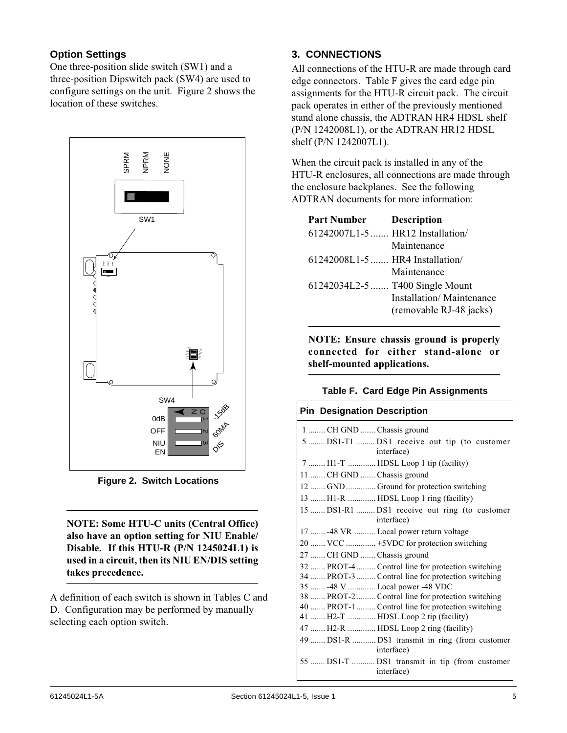## Option Settings

One three-position slide switch (SW1) and a three-position Dipswitch pack (SW4) are used to configure settings on the unit. Figure 2 shows the location of these switches.

SPRM NPRM NONE

SW1

SW4

0dB 1 -15dB

OFF 2 60MA

NIU EN 3 DIS

**Figure 2. Switch Locations**

---

**NOTE: Some HTU-C units (Central Office) also have an option setting for NIU Enable/ Disable. If this HTU-R (P/N 1245024L1) is used in a circuit, then its NIU EN/DIS setting takes precedence.**

---

A definition of each switch is shown in Tables C and D. Configuration may be performed by manually selecting each option switch.

## 3. CONNECTIONS

All connections of the HTU-R are made through card edge connectors. Table F gives the card edge pin assignments for the HTU-R circuit pack. The circuit pack operates in either of the previously mentioned stand alone chassis, the ADTRAN HR4 HDSL shelf (P/N 1242008L1), or the ADTRAN HR12 HDSL shelf (P/N 1242007L1).

When the circuit pack is installed in any of the HTU-R enclosures, all connections are made through the enclosure backplanes. See the following ADTRAN documents for more information:

| Part Number | Description |
|---|---|
| 61242007L1-5 | HR12 Installation/ Maintenance |
| 61242008L1-5 | HR4 Installation/ Maintenance |
| 61242034L2-5 | T400 Single Mount Installation/ Maintenance (removable RJ-48 jacks) |

---

**NOTE: Ensure chassis ground is properly connected for either stand-alone or shelf-mounted applications.**

---

**Table F. Card Edge Pin Assignments**

| Pin | Designation | Description |
|---|---|---|
| 1 | CH GND | Chassis ground |
| 5 | DS1-T1 | DS1 receive out tip (to customer interface) |
| 7 | H1-T | HDSL Loop 1 tip (facility) |
| 11 | CH GND | Chassis ground |
| 12 | GND | Ground for protection switching |
| 13 | H1-R | HDSL Loop 1 ring (facility) |
| 15 | DS1-R1 | DS1 receive out ring (to customer interface) |
| 17 | -48 VR | Local power return voltage |
| 20 | VCC | +5VDC for protection switching |
| 27 | CH GND | Chassis ground |
| 32 | PROT-4 | Control line for protection switching |
| 34 | PROT-3 | Control line for protection switching |
| 35 | -48 V | Local power -48 VDC |
| 38 | PROT-2 | Control line for protection switching |
| 40 | PROT-1 | Control line for protection switching |
| 41 | H2-T | HDSL Loop 2 tip (facility) |
| 47 | H2-R | HDSL Loop 2 ring (facility) |
| 49 | DS1-R | DS1 transmit in ring (from customer interface) |
| 55 | DS1-T | DS1 transmit in tip (from customer interface) |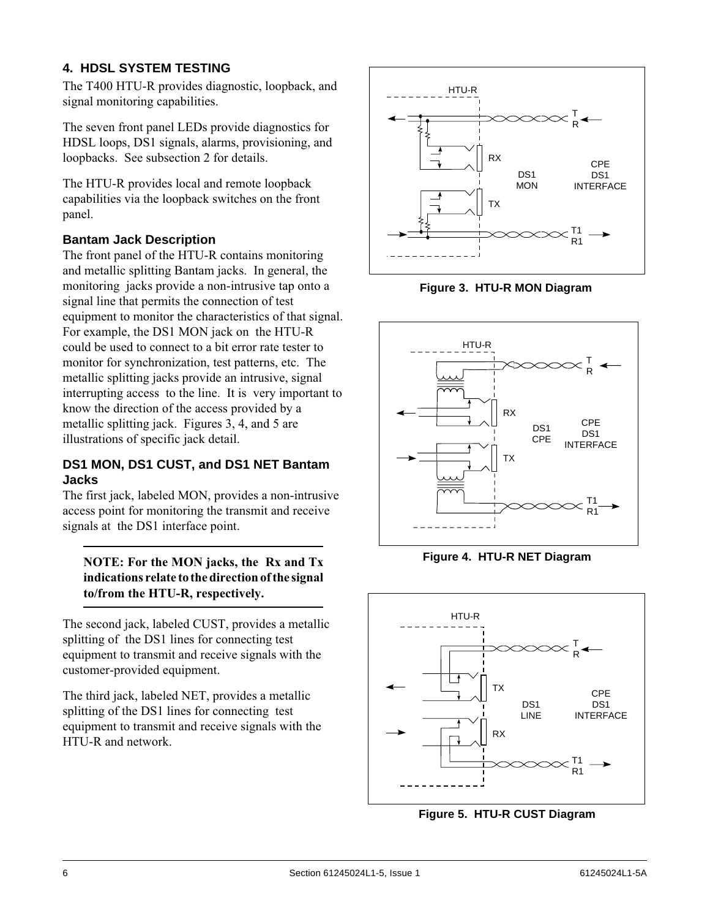## 4. HDSL SYSTEM TESTING

The T400 HTU-R provides diagnostic, loopback, and signal monitoring capabilities.

The seven front panel LEDs provide diagnostics for HDSL loops, DS1 signals, alarms, provisioning, and loopbacks. See subsection 2 for details.

The HTU-R provides local and remote loopback capabilities via the loopback switches on the front panel.

### Bantam Jack Description

The front panel of the HTU-R contains monitoring and metallic splitting Bantam jacks. In general, the monitoring jacks provide a non-intrusive tap onto a signal line that permits the connection of test equipment to monitor the characteristics of that signal. For example, the DS1 MON jack on the HTU-R could be used to connect to a bit error rate tester to monitor for synchronization, test patterns, etc. The metallic splitting jacks provide an intrusive, signal interrupting access to the line. It is very important to know the direction of the access provided by a metallic splitting jack. Figures 3, 4, and 5 are illustrations of specific jack detail.

### DS1 MON, DS1 CUST, and DS1 NET Bantam Jacks

The first jack, labeled MON, provides a non-intrusive access point for monitoring the transmit and receive signals at the DS1 interface point.

---

**NOTE: For the MON jacks, the Rx and Tx indications relate to the direction of the signal to/from the HTU-R, respectively.**

---

The second jack, labeled CUST, provides a metallic splitting of the DS1 lines for connecting test equipment to transmit and receive signals with the customer-provided equipment.

The third jack, labeled NET, provides a metallic splitting of the DS1 lines for connecting test equipment to transmit and receive signals with the HTU-R and network.

HTU-R, T, R, RX, DS1 MON, CPE DS1 INTERFACE, TX, T1, R1

**Figure 3. HTU-R MON Diagram**

HTU-R, T, R, RX, DS1 CPE, CPE DS1 INTERFACE, TX, T1, R1

**Figure 4. HTU-R NET Diagram**

HTU-R, T, R, TX, DS1 LINE, CPE DS1 INTERFACE, RX, T1, R1

**Figure 5. HTU-R CUST Diagram**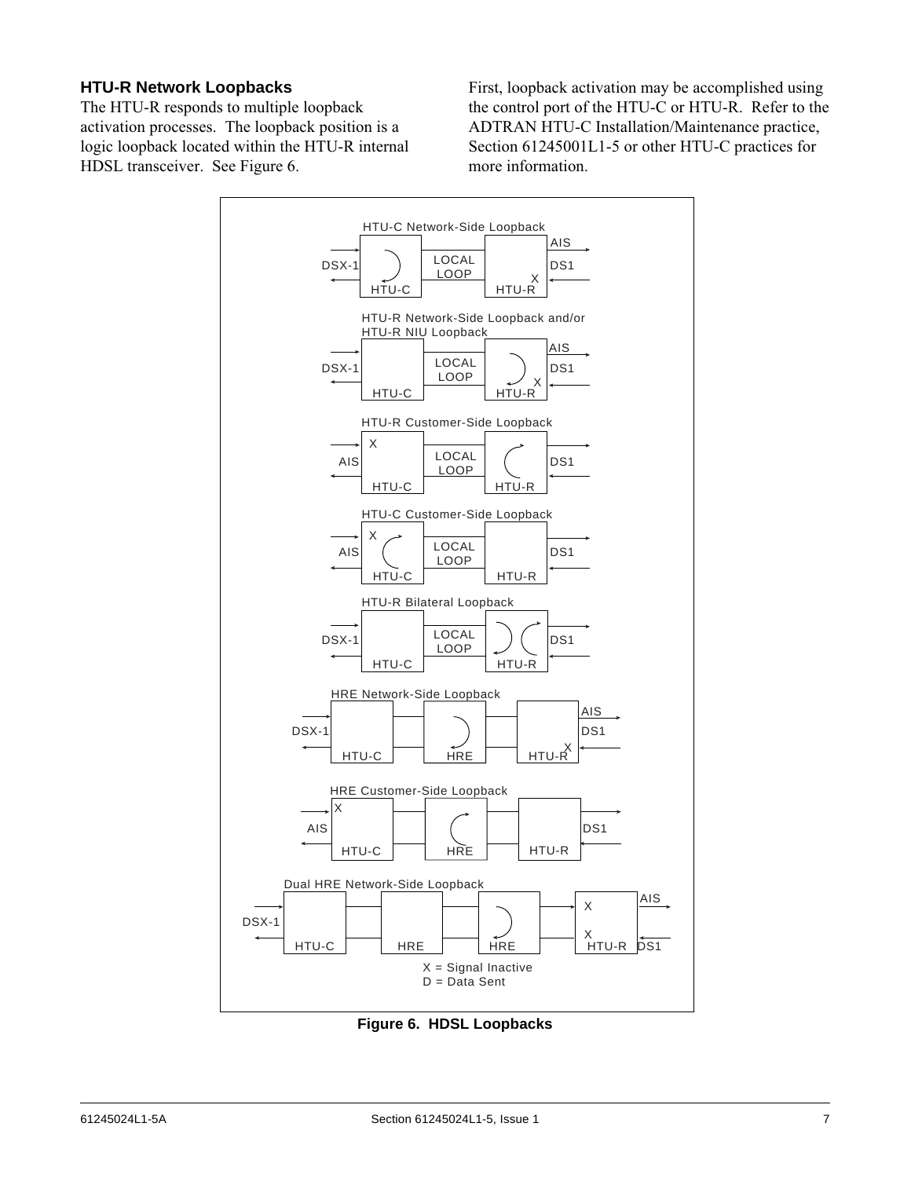### HTU-R Network Loopbacks

The HTU-R responds to multiple loopback activation processes. The loopback position is a logic loopback located within the HTU-R internal HDSL transceiver. See Figure 6.

First, loopback activation may be accomplished using the control port of the HTU-C or HTU-R. Refer to the ADTRAN HTU-C Installation/Maintenance practice, Section 61245001L1-5 or other HTU-C practices for more information.

HTU-C Network-Side Loopback

HTU-R Network-Side Loopback and/or HTU-R NIU Loopback

HTU-R Customer-Side Loopback

HTU-C Customer-Side Loopback

HTU-R Bilateral Loopback

HRE Network-Side Loopback

HRE Customer-Side Loopback

Dual HRE Network-Side Loopback

X = Signal Inactive
D = Data Sent

**Figure 6. HDSL Loopbacks**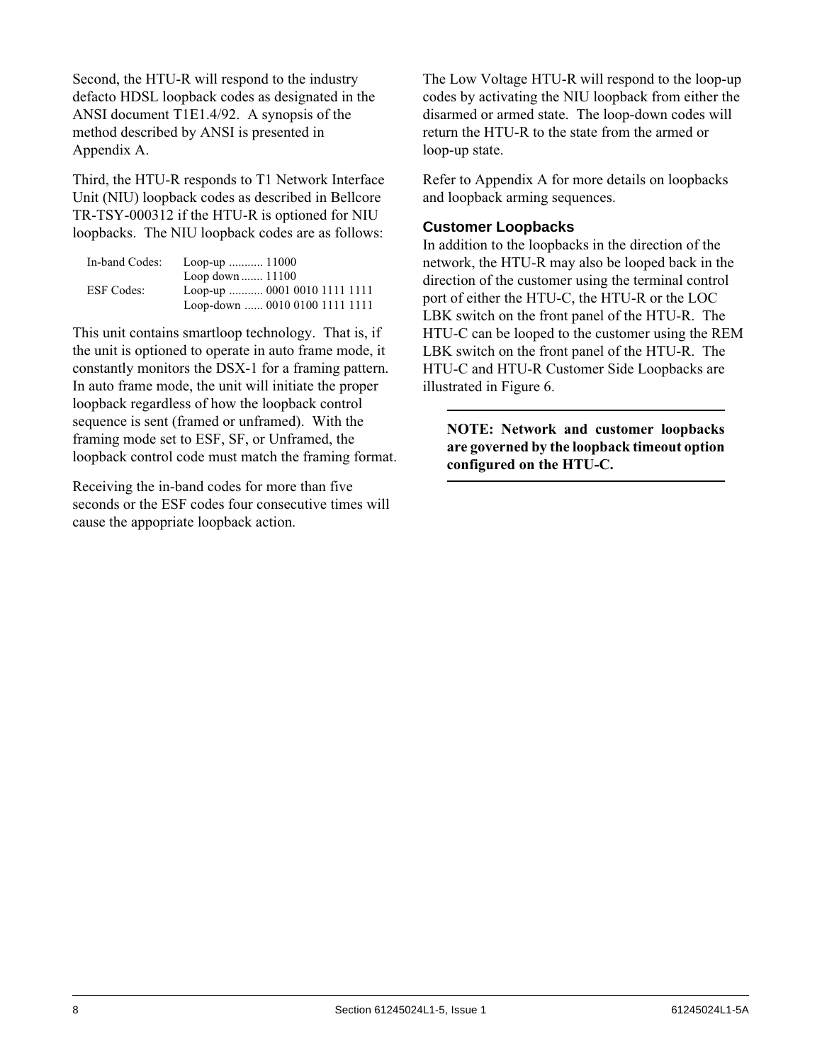Second, the HTU-R will respond to the industry defacto HDSL loopback codes as designated in the ANSI document T1E1.4/92. A synopsis of the method described by ANSI is presented in Appendix A.

Third, the HTU-R responds to T1 Network Interface Unit (NIU) loopback codes as described in Bellcore TR-TSY-000312 if the HTU-R is optioned for NIU loopbacks. The NIU loopback codes are as follows:

| | |
|---|---|
| In-band Codes: | Loop-up ........... 11000 |
| | Loop down ....... 11100 |
| ESF Codes: | Loop-up ........... 0001 0010 1111 1111 |
| | Loop-down ...... 0010 0100 1111 1111 |

This unit contains smartloop technology. That is, if the unit is optioned to operate in auto frame mode, it constantly monitors the DSX-1 for a framing pattern. In auto frame mode, the unit will initiate the proper loopback regardless of how the loopback control sequence is sent (framed or unframed). With the framing mode set to ESF, SF, or Unframed, the loopback control code must match the framing format.

Receiving the in-band codes for more than five seconds or the ESF codes four consecutive times will cause the appopriate loopback action.

The Low Voltage HTU-R will respond to the loop-up codes by activating the NIU loopback from either the disarmed or armed state. The loop-down codes will return the HTU-R to the state from the armed or loop-up state.

Refer to Appendix A for more details on loopbacks and loopback arming sequences.

### Customer Loopbacks

In addition to the loopbacks in the direction of the network, the HTU-R may also be looped back in the direction of the customer using the terminal control port of either the HTU-C, the HTU-R or the LOC LBK switch on the front panel of the HTU-R. The HTU-C can be looped to the customer using the REM LBK switch on the front panel of the HTU-R. The HTU-C and HTU-R Customer Side Loopbacks are illustrated in Figure 6.

---

**NOTE: Network and customer loopbacks are governed by the loopback timeout option configured on the HTU-C.**

---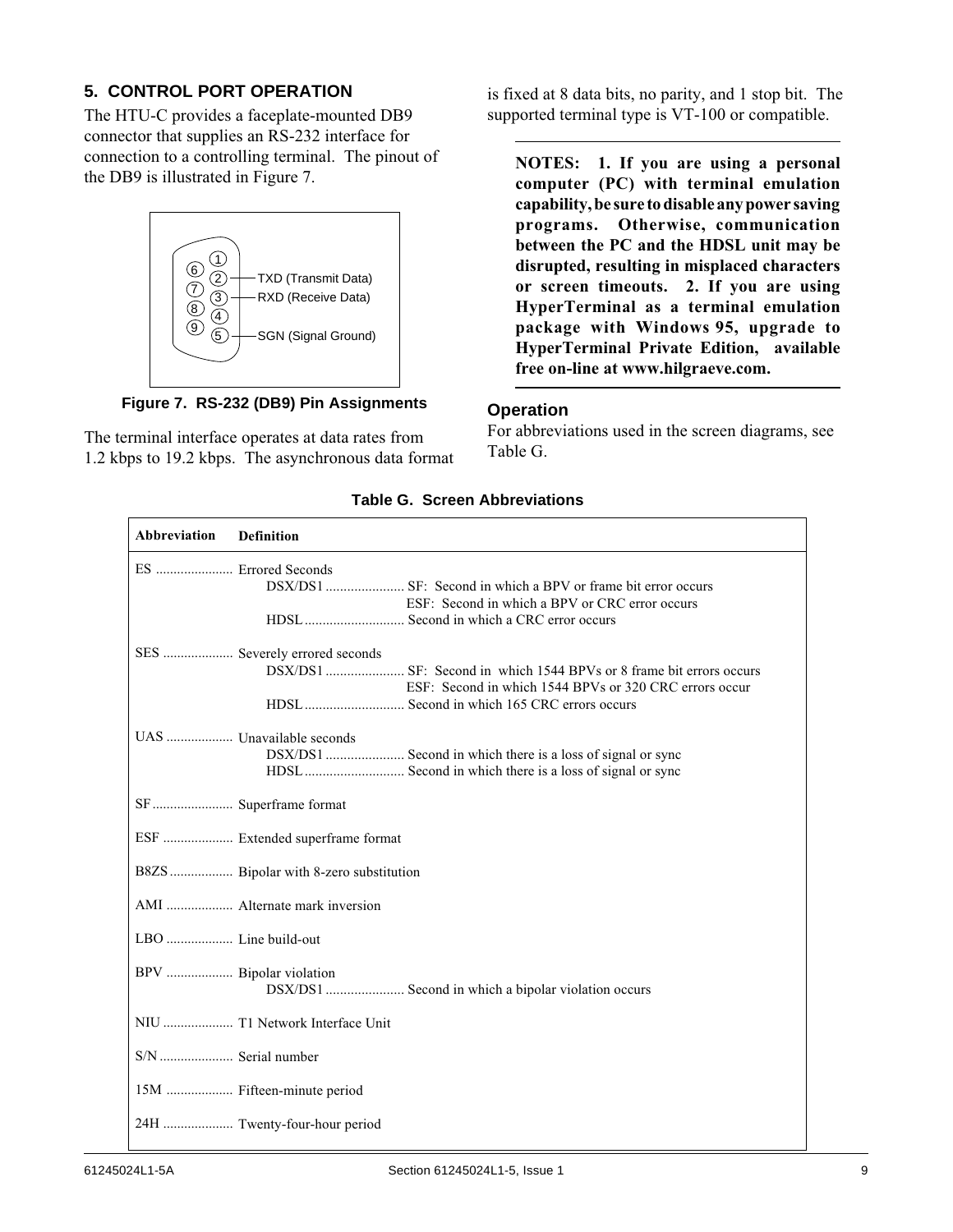## 5. CONTROL PORT OPERATION

The HTU-C provides a faceplate-mounted DB9 connector that supplies an RS-232 interface for connection to a controlling terminal. The pinout of the DB9 is illustrated in Figure 7.

| Pin | Signal |
|---|---|
| 2 | TXD (Transmit Data) |
| 3 | RXD (Receive Data) |
| 5 | SGN (Signal Ground) |

**Figure 7. RS-232 (DB9) Pin Assignments**

The terminal interface operates at data rates from 1.2 kbps to 19.2 kbps. The asynchronous data format is fixed at 8 data bits, no parity, and 1 stop bit. The supported terminal type is VT-100 or compatible.

---

**NOTES: 1. If you are using a personal computer (PC) with terminal emulation capability, be sure to disable any power saving programs. Otherwise, communication between the PC and the HDSL unit may be disrupted, resulting in misplaced characters or screen timeouts. 2. If you are using HyperTerminal as a terminal emulation package with Windows 95, upgrade to HyperTerminal Private Edition, available free on-line at www.hilgraeve.com.**

---

### Operation

For abbreviations used in the screen diagrams, see Table G.

**Table G. Screen Abbreviations**

| Abbreviation | Definition |
|---|---|
| ES | Errored Seconds<br>DSX/DS1 ...... SF: Second in which a BPV or frame bit error occurs<br>ESF: Second in which a BPV or CRC error occurs<br>HDSL ...... Second in which a CRC error occurs |
| SES | Severely errored seconds<br>DSX/DS1 ...... SF: Second in which 1544 BPVs or 8 frame bit errors occurs<br>ESF: Second in which 1544 BPVs or 320 CRC errors occur<br>HDSL ...... Second in which 165 CRC errors occurs |
| UAS | Unavailable seconds<br>DSX/DS1 ...... Second in which there is a loss of signal or sync<br>HDSL ...... Second in which there is a loss of signal or sync |
| SF | Superframe format |
| ESF | Extended superframe format |
| B8ZS | Bipolar with 8-zero substitution |
| AMI | Alternate mark inversion |
| LBO | Line build-out |
| BPV | Bipolar violation<br>DSX/DS1 ...... Second in which a bipolar violation occurs |
| NIU | T1 Network Interface Unit |
| S/N | Serial number |
| 15M | Fifteen-minute period |
| 24H | Twenty-four-hour period |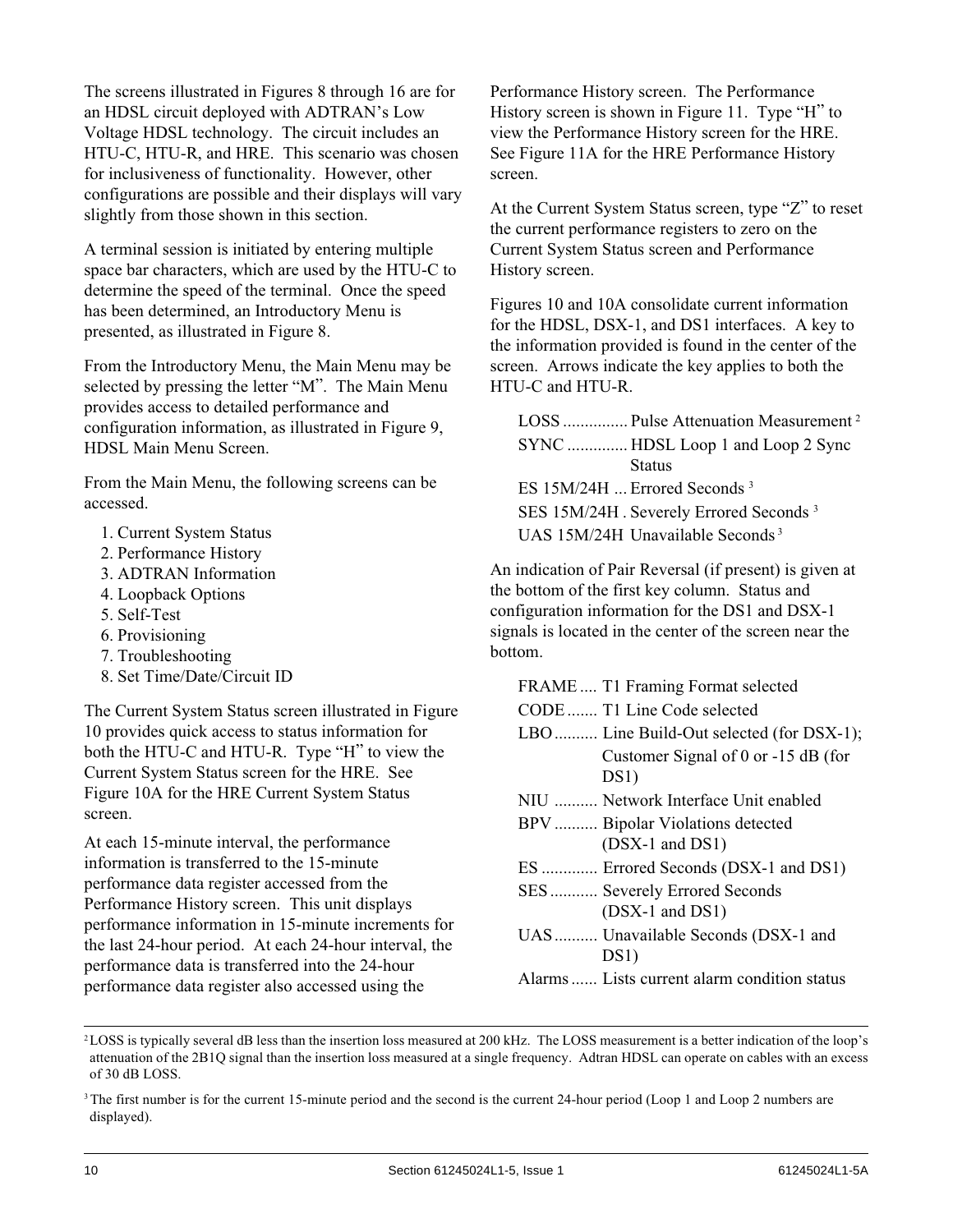The screens illustrated in Figures 8 through 16 are for an HDSL circuit deployed with ADTRAN's Low Voltage HDSL technology. The circuit includes an HTU-C, HTU-R, and HRE. This scenario was chosen for inclusiveness of functionality. However, other configurations are possible and their displays will vary slightly from those shown in this section.

A terminal session is initiated by entering multiple space bar characters, which are used by the HTU-C to determine the speed of the terminal. Once the speed has been determined, an Introductory Menu is presented, as illustrated in Figure 8.

From the Introductory Menu, the Main Menu may be selected by pressing the letter "M". The Main Menu provides access to detailed performance and configuration information, as illustrated in Figure 9, HDSL Main Menu Screen.

From the Main Menu, the following screens can be accessed.

1. Current System Status
2. Performance History
3. ADTRAN Information
4. Loopback Options
5. Self-Test
6. Provisioning
7. Troubleshooting
8. Set Time/Date/Circuit ID

The Current System Status screen illustrated in Figure 10 provides quick access to status information for both the HTU-C and HTU-R. Type "H" to view the Current System Status screen for the HRE. See Figure 10A for the HRE Current System Status screen.

At each 15-minute interval, the performance information is transferred to the 15-minute performance data register accessed from the Performance History screen. This unit displays performance information in 15-minute increments for the last 24-hour period. At each 24-hour interval, the performance data is transferred into the 24-hour performance data register also accessed using the Performance History screen. The Performance History screen is shown in Figure 11. Type "H" to view the Performance History screen for the HRE. See Figure 11A for the HRE Performance History screen.

At the Current System Status screen, type "Z" to reset the current performance registers to zero on the Current System Status screen and Performance History screen.

Figures 10 and 10A consolidate current information for the HDSL, DSX-1, and DS1 interfaces. A key to the information provided is found in the center of the screen. Arrows indicate the key applies to both the HTU-C and HTU-R.

- LOSS ............... Pulse Attenuation Measurement [2]
- SYNC .............. HDSL Loop 1 and Loop 2 Sync Status
- ES 15M/24H ... Errored Seconds [3]
- SES 15M/24H . Severely Errored Seconds [3]
- UAS 15M/24H Unavailable Seconds [3]

An indication of Pair Reversal (if present) is given at the bottom of the first key column. Status and configuration information for the DS1 and DSX-1 signals is located in the center of the screen near the bottom.

- FRAME .... T1 Framing Format selected
- CODE ....... T1 Line Code selected
- LBO .......... Line Build-Out selected (for DSX-1); Customer Signal of 0 or -15 dB (for DS1)
- NIU .......... Network Interface Unit enabled
- BPV .......... Bipolar Violations detected (DSX-1 and DS1)
- ES ............. Errored Seconds (DSX-1 and DS1)
- SES ........... Severely Errored Seconds (DSX-1 and DS1)
- UAS .......... Unavailable Seconds (DSX-1 and DS1)
- Alarms ...... Lists current alarm condition status

---

[2] LOSS is typically several dB less than the insertion loss measured at 200 kHz. The LOSS measurement is a better indication of the loop's attenuation of the 2B1Q signal than the insertion loss measured at a single frequency. Adtran HDSL can operate on cables with an excess of 30 dB LOSS.

[3] The first number is for the current 15-minute period and the second is the current 24-hour period (Loop 1 and Loop 2 numbers are displayed).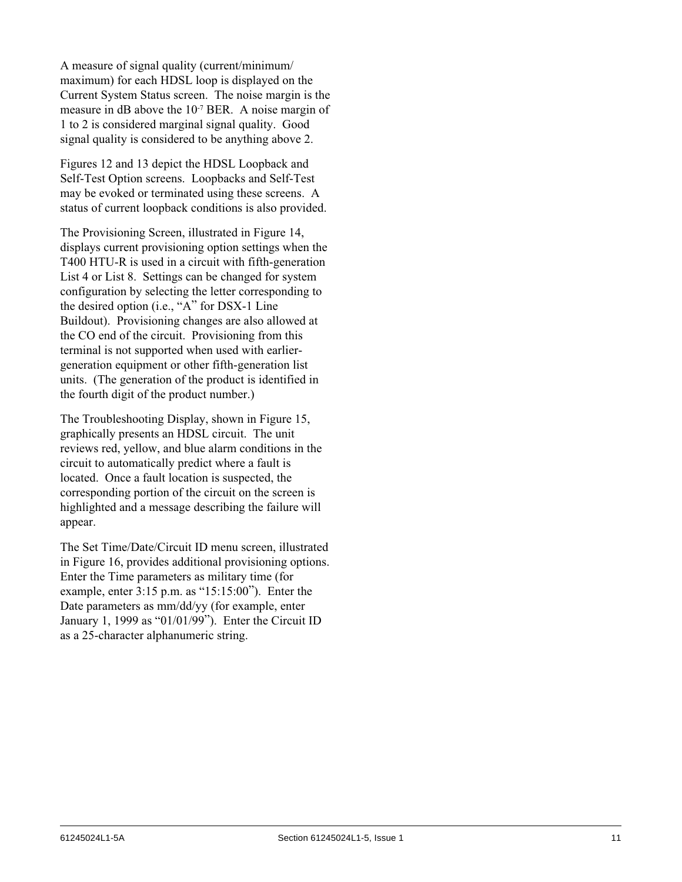A measure of signal quality (current/minimum/maximum) for each HDSL loop is displayed on the Current System Status screen. The noise margin is the measure in dB above the $10^{-7}$ BER. A noise margin of 1 to 2 is considered marginal signal quality. Good signal quality is considered to be anything above 2.

Figures 12 and 13 depict the HDSL Loopback and Self-Test Option screens. Loopbacks and Self-Test may be evoked or terminated using these screens. A status of current loopback conditions is also provided.

The Provisioning Screen, illustrated in Figure 14, displays current provisioning option settings when the T400 HTU-R is used in a circuit with fifth-generation List 4 or List 8. Settings can be changed for system configuration by selecting the letter corresponding to the desired option (i.e., “A” for DSX-1 Line Buildout). Provisioning changes are also allowed at the CO end of the circuit. Provisioning from this terminal is not supported when used with earlier-generation equipment or other fifth-generation list units. (The generation of the product is identified in the fourth digit of the product number.)

The Troubleshooting Display, shown in Figure 15, graphically presents an HDSL circuit. The unit reviews red, yellow, and blue alarm conditions in the circuit to automatically predict where a fault is located. Once a fault location is suspected, the corresponding portion of the circuit on the screen is highlighted and a message describing the failure will appear.

The Set Time/Date/Circuit ID menu screen, illustrated in Figure 16, provides additional provisioning options. Enter the Time parameters as military time (for example, enter 3:15 p.m. as “15:15:00”). Enter the Date parameters as mm/dd/yy (for example, enter January 1, 1999 as “01/01/99”). Enter the Circuit ID as a 25-character alphanumeric string.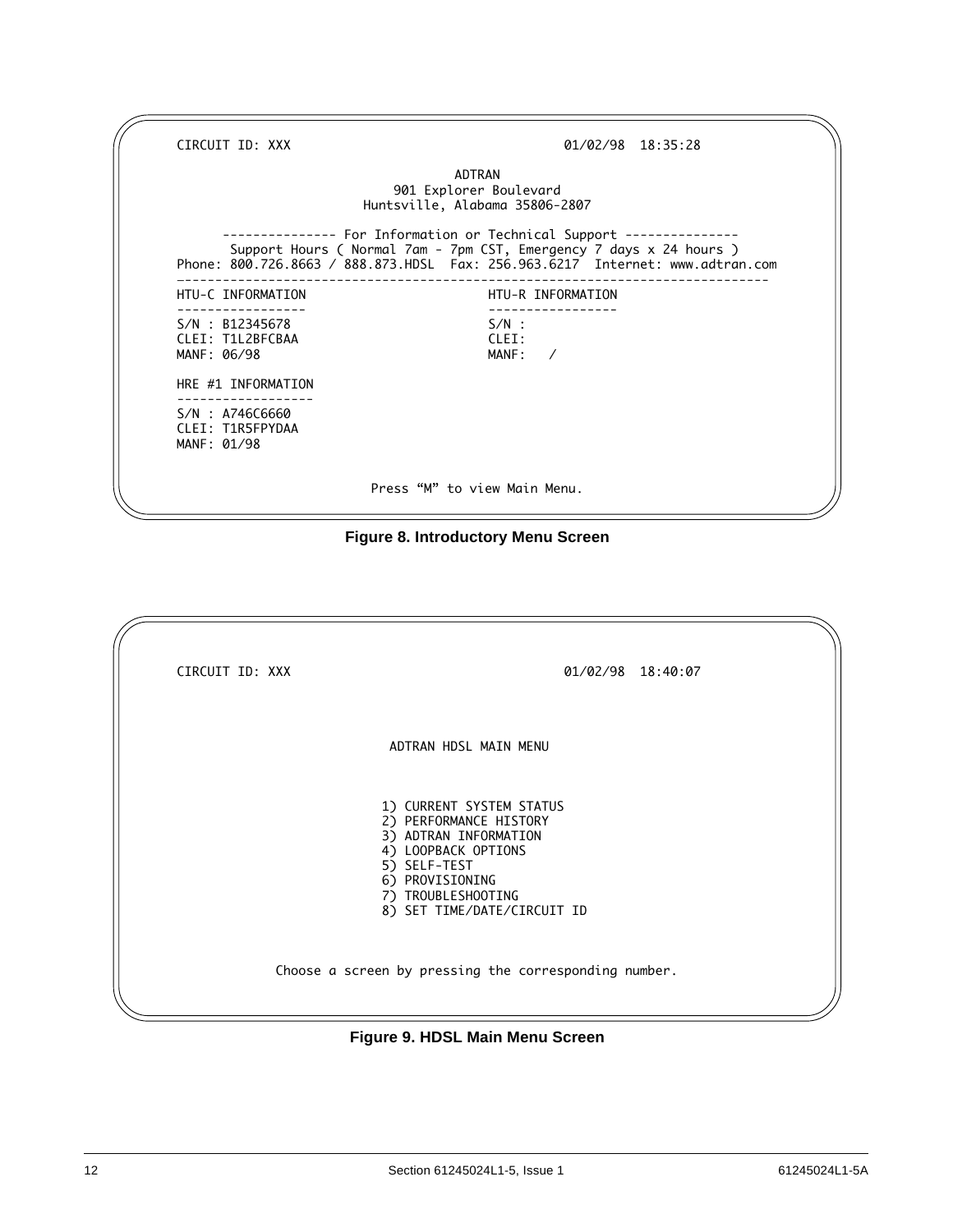```
CIRCUIT ID: XXX                                    01/02/98  18:35:28

                                  ADTRAN
                          901 Explorer Boulevard
                        Huntsville, Alabama 35806-2807

      -------------- For Information or Technical Support --------------
       Support Hours ( Normal 7am - 7pm CST, Emergency 7 days x 24 hours )
Phone: 800.726.8663 / 888.873.HDSL  Fax: 256.963.6217  Internet: www.adtran.com
------------------------------------------------------------------------------
HTU-C INFORMATION                        HTU-R INFORMATION
-----------------                        -----------------
S/N : B12345678                          S/N :
CLEI: T1L2BFCBAA                         CLEI:
MANF: 06/98                              MANF:   /

HRE #1 INFORMATION
------------------
S/N : A746C6660
CLEI: T1R5FPYDAA
MANF: 01/98


                         Press "M" to view Main Menu.
```

**Figure 8. Introductory Menu Screen**

```
CIRCUIT ID: XXX                                    01/02/98  18:40:07



                            ADTRAN HDSL MAIN MENU



                           1) CURRENT SYSTEM STATUS
                           2) PERFORMANCE HISTORY
                           3) ADTRAN INFORMATION
                           4) LOOPBACK OPTIONS
                           5) SELF-TEST
                           6) PROVISIONING
                           7) TROUBLESHOOTING
                           8) SET TIME/DATE/CIRCUIT ID



             Choose a screen by pressing the corresponding number.
```

**Figure 9. HDSL Main Menu Screen**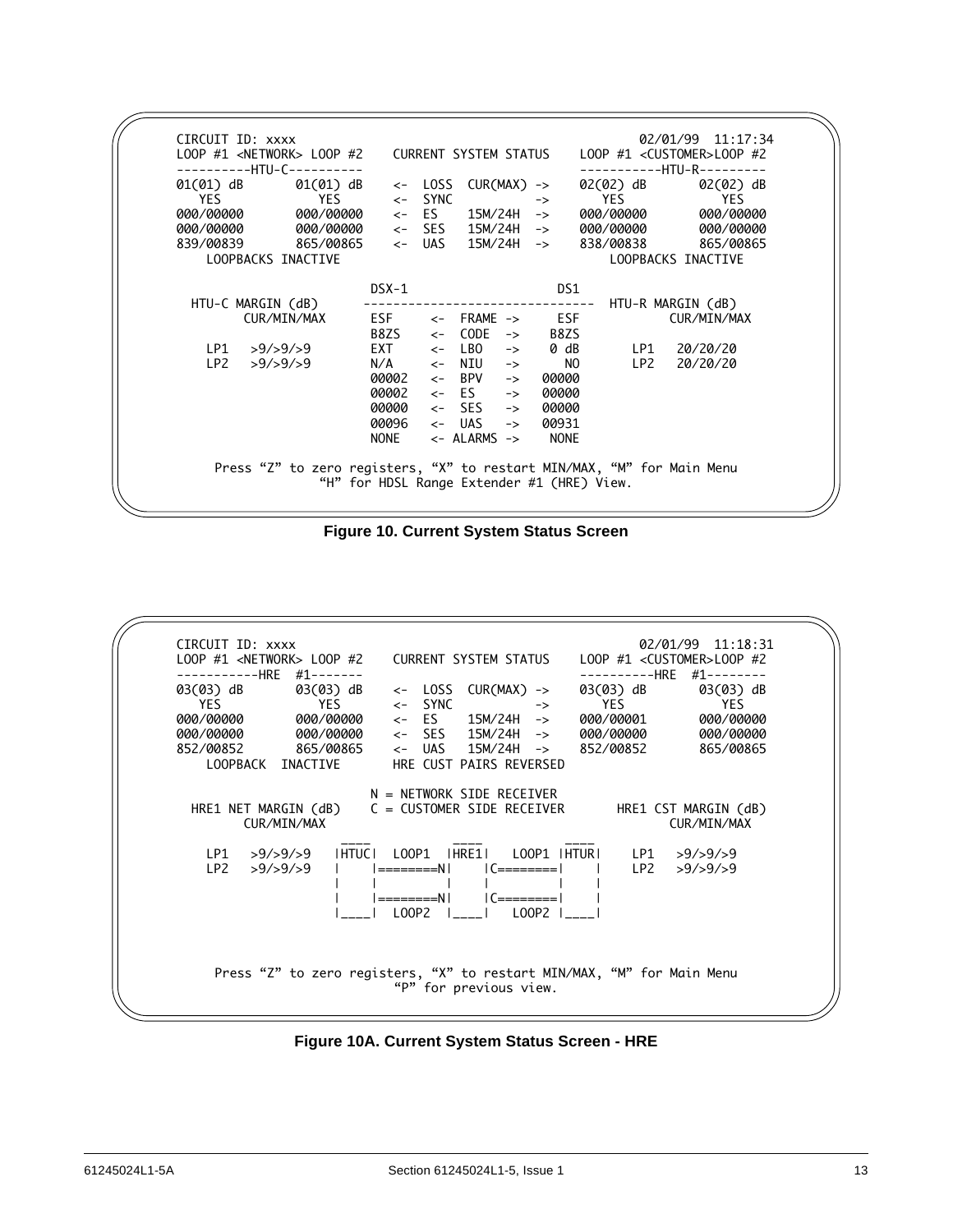```
CIRCUIT ID: xxxx                                                    02/01/99  11:17:34
LOOP #1 <NETWORK> LOOP #2    CURRENT SYSTEM STATUS    LOOP #1 <CUSTOMER>LOOP #2
----------HTU-C----------                             -----------HTU-R---------
01(01) dB      01(01) dB    <-  LOSS  CUR(MAX) ->    02(02) dB       02(02) dB
   YES            YES       <-  SYNC           ->       YES             YES
000/00000      000/00000    <-  ES    15M/24H  ->    000/00000       000/00000
000/00000      000/00000    <-  SES   15M/24H  ->    000/00000       000/00000
839/00839      865/00865    <-  UAS   15M/24H  ->    838/00838       865/00865
   LOOPBACKS INACTIVE                                   LOOPBACKS INACTIVE

                          DSX-1                      DS1
  HTU-C MARGIN (dB)      ------------------------------  HTU-R MARGIN (dB)
       CUR/MIN/MAX        ESF     <-  FRAME ->     ESF           CUR/MIN/MAX
                          B8ZS    <-  CODE  ->    B8ZS
    LP1   >9/>9/>9        EXT     <-  LBO   ->    0 dB       LP1   20/20/20
    LP2   >9/>9/>9        N/A     <-  NIU   ->      NO       LP2   20/20/20
                          00002   <-  BPV   ->   00000
                          00002   <-  ES    ->   00000
                          00000   <-  SES   ->   00000
                          00096   <-  UAS   ->   00931
                          NONE    <- ALARMS ->    NONE

     Press "Z" to zero registers, "X" to restart MIN/MAX, "M" for Main Menu
                   "H" for HDSL Range Extender #1 (HRE) View.
```

**Figure 10. Current System Status Screen**

```
CIRCUIT ID: xxxx                                                    02/01/99  11:18:31
LOOP #1 <NETWORK> LOOP #2    CURRENT SYSTEM STATUS    LOOP #1 <CUSTOMER>LOOP #2
-----------HRE  #1-------                             ----------HRE  #1--------
03(03) dB      03(03) dB    <-  LOSS  CUR(MAX) ->    03(03) dB       03(03) dB
   YES            YES       <-  SYNC           ->       YES             YES
000/00000      000/00000    <-  ES    15M/24H  ->    000/00001       000/00000
000/00000      000/00000    <-  SES   15M/24H  ->    000/00000       000/00000
852/00852      865/00865    <-  UAS   15M/24H  ->    852/00852       865/00865
   LOOPBACK  INACTIVE       HRE CUST PAIRS REVERSED

                          N = NETWORK SIDE RECEIVER
  HRE1 NET MARGIN (dB)    C = CUSTOMER SIDE RECEIVER       HRE1 CST MARGIN (dB)
       CUR/MIN/MAX                                                 CUR/MIN/MAX
                        ____              ____             ____
    LP1   >9/>9/>9     |HTUC|  LOOP1   |HRE1|   LOOP1 |HTUR|     LP1   >9/>9/>9
    LP2   >9/>9/>9     |    |========N|    |C========|    |      LP2   >9/>9/>9
                       |    |         |    |         |    |
                       |    |========N|    |C========|    |
                       |____|  LOOP2   |____|   LOOP2 |____|



     Press "Z" to zero registers, "X" to restart MIN/MAX, "M" for Main Menu
                            "P" for previous view.
```

**Figure 10A. Current System Status Screen - HRE**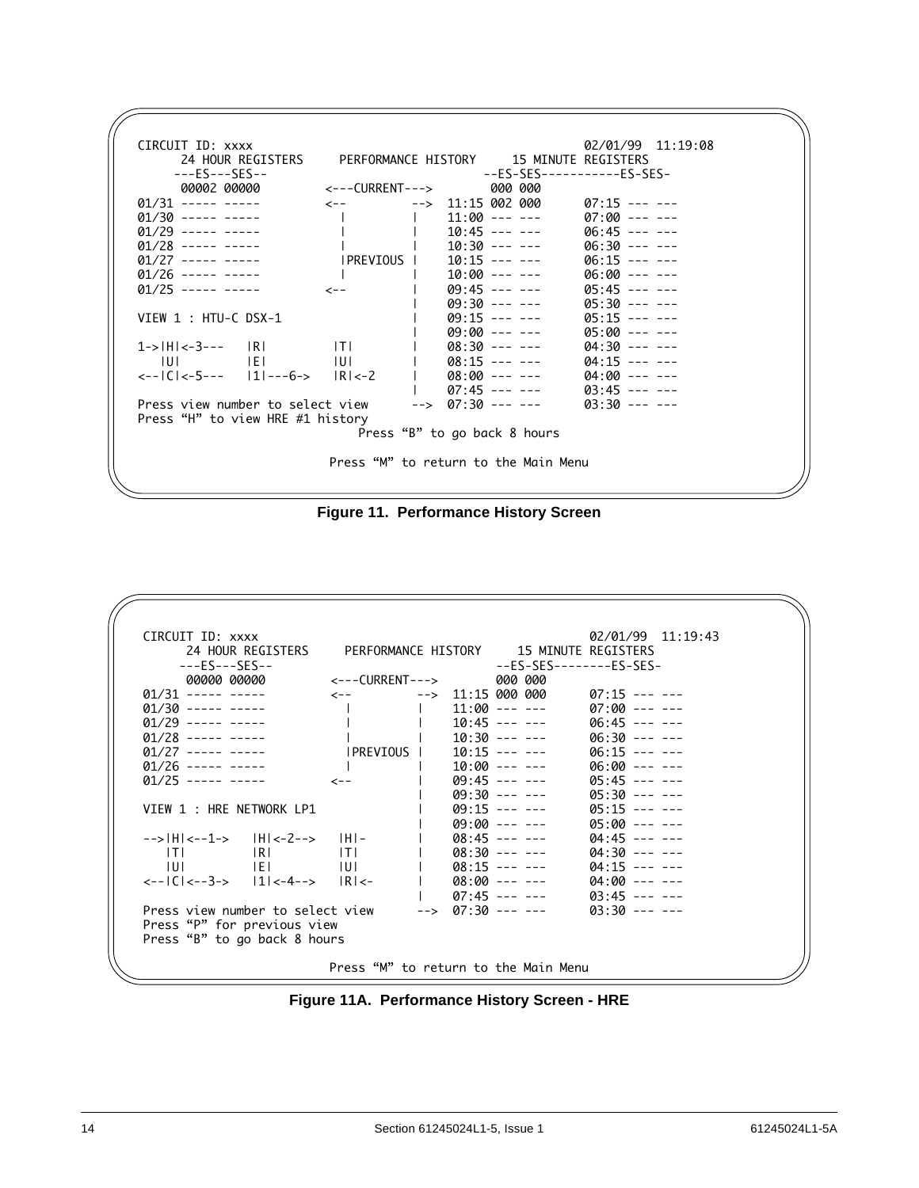```
CIRCUIT ID: xxxx                                              02/01/99  11:19:08
     24 HOUR REGISTERS     PERFORMANCE HISTORY     15 MINUTE REGISTERS
    ---ES---SES--                                --ES-SES-----------ES-SES-
     00002 00000        <---CURRENT--->       000 000
01/31 ----- -----        <--          -->  11:15 002 000     07:15 --- ---
01/30 ----- -----          |          |    11:00 --- ---     07:00 --- ---
01/29 ----- -----          |          |    10:45 --- ---     06:45 --- ---
01/28 ----- -----          |          |    10:30 --- ---     06:30 --- ---
01/27 ----- -----          |PREVIOUS  |    10:15 --- ---     06:15 --- ---
01/26 ----- -----          |          |    10:00 --- ---     06:00 --- ---
01/25 ----- -----        <--          |    09:45 --- ---     05:45 --- ---
                                      |    09:30 --- ---     05:30 --- ---
VIEW 1 : HTU-C DSX-1                  |    09:15 --- ---     05:15 --- ---
                                      |    09:00 --- ---     05:00 --- ---
1->|H|<-3---   |R|        |T|         |    08:30 --- ---     04:30 --- ---
   |U|         |E|        |U|         |    08:15 --- ---     04:15 --- ---
<--|C|<-5---   |1|---6->  |R|<-2      |    08:00 --- ---     04:00 --- ---
                                      |    07:45 --- ---     03:45 --- ---
Press view number to select view     -->  07:30 --- ---     03:30 --- ---
Press "H" to view HRE #1 history
                                 Press "B" to go back 8 hours

                          Press "M" to return to the Main Menu
```

**Figure 11. Performance History Screen**

```
CIRCUIT ID: xxxx                                              02/01/99  11:19:43
     24 HOUR REGISTERS     PERFORMANCE HISTORY     15 MINUTE REGISTERS
    ---ES---SES--                                --ES-SES--------ES-SES-
     00000 00000        <---CURRENT--->       000 000
01/31 ----- -----        <--          -->  11:15 000 000     07:15 --- ---
01/30 ----- -----          |          |    11:00 --- ---     07:00 --- ---
01/29 ----- -----          |          |    10:45 --- ---     06:45 --- ---
01/28 ----- -----          |          |    10:30 --- ---     06:30 --- ---
01/27 ----- -----          |PREVIOUS  |    10:15 --- ---     06:15 --- ---
01/26 ----- -----          |          |    10:00 --- ---     06:00 --- ---
01/25 ----- -----        <--          |    09:45 --- ---     05:45 --- ---
                                      |    09:30 --- ---     05:30 --- ---
VIEW 1 : HRE NETWORK LP1              |    09:15 --- ---     05:15 --- ---
                                      |    09:00 --- ---     05:00 --- ---
-->|H|<--1->   |H|<-2-->   |H|-       |    08:45 --- ---     04:45 --- ---
   |T|         |R|         |T|        |    08:30 --- ---     04:30 --- ---
   |U|         |E|         |U|        |    08:15 --- ---     04:15 --- ---
<--|C|<--3->   |1|<-4-->   |R|<-      |    08:00 --- ---     04:00 --- ---
                                      |    07:45 --- ---     03:45 --- ---
Press view number to select view     -->  07:30 --- ---     03:30 --- ---
Press "P" for previous view
Press "B" to go back 8 hours

                          Press "M" to return to the Main Menu
```

**Figure 11A. Performance History Screen - HRE**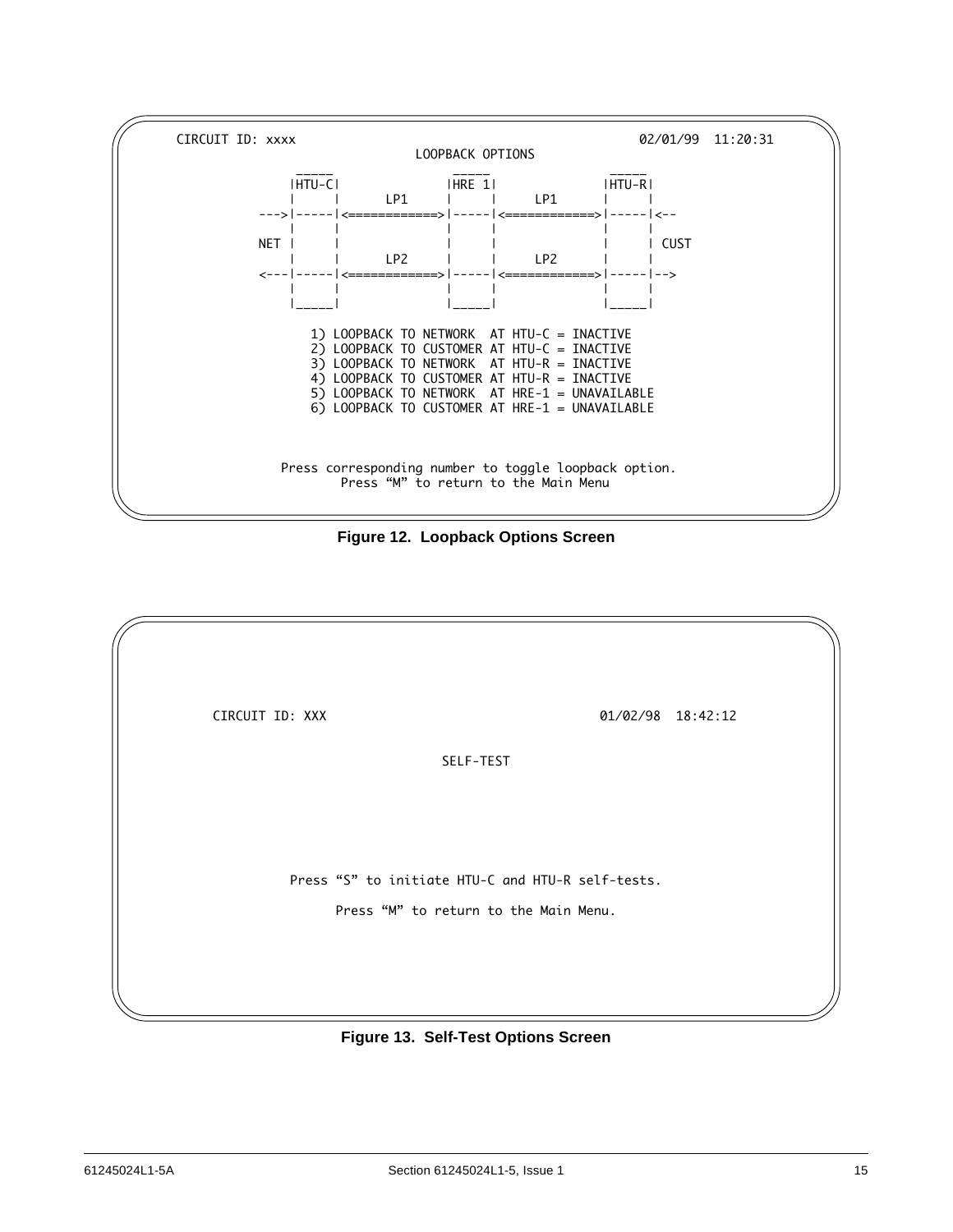```
CIRCUIT ID: xxxx                                              02/01/99  11:20:31
                              LOOPBACK OPTIONS
              _____              _____              _____
             |HTU-C|            |HRE 1|            |HTU-R|
             |     |     LP1    |     |     LP1    |     |
          --->|-----|<===========>|-----|<===========>|-----|<--
             |     |            |     |            |     |
          NET |     |            |     |            |     | CUST
             |     |     LP2    |     |     LP2    |     |
          <---|-----|<===========>|-----|<===========>|-----|-->
             |     |            |     |            |     |
             |_____|            |_____|            |_____|

               1) LOOPBACK TO NETWORK  AT HTU-C = INACTIVE
               2) LOOPBACK TO CUSTOMER AT HTU-C = INACTIVE
               3) LOOPBACK TO NETWORK  AT HTU-R = INACTIVE
               4) LOOPBACK TO CUSTOMER AT HTU-R = INACTIVE
               5) LOOPBACK TO NETWORK  AT HRE-1 = UNAVAILABLE
               6) LOOPBACK TO CUSTOMER AT HRE-1 = UNAVAILABLE


           Press corresponding number to toggle loopback option.
                   Press "M" to return to the Main Menu
```

**Figure 12. Loopback Options Screen**

```
CIRCUIT ID: XXX                                   01/02/98  18:42:12

                              SELF-TEST



          Press "S" to initiate HTU-C and HTU-R self-tests.

                Press "M" to return to the Main Menu.
```

**Figure 13. Self-Test Options Screen**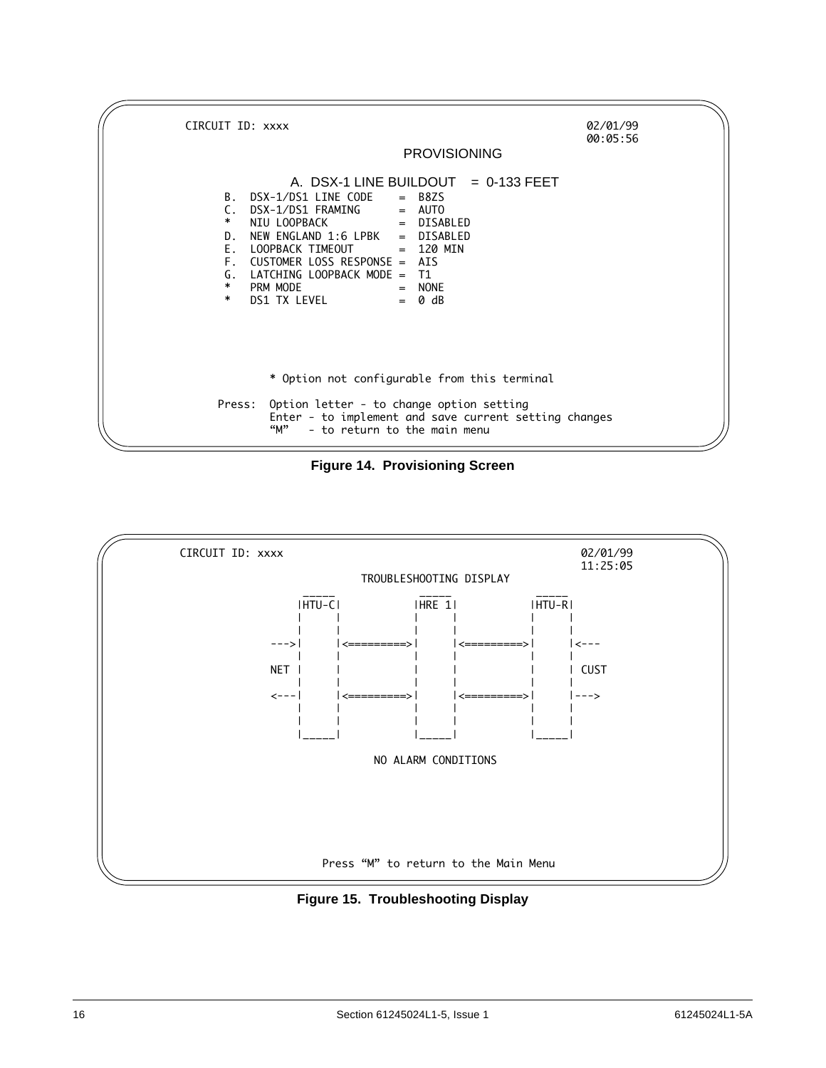```
CIRCUIT ID: xxxx                                              02/01/99
                                                              00:05:56
                                    PROVISIONING

               A. DSX-1 LINE BUILDOUT    = 0-133 FEET
      B.  DSX-1/DS1 LINE CODE     =  B8ZS
      C.  DSX-1/DS1 FRAMING       =  AUTO
      *   NIU LOOPBACK            =  DISABLED
      D.  NEW ENGLAND 1:6 LPBK    =  DISABLED
      E.  LOOPBACK TIMEOUT        =  120 MIN
      F.  CUSTOMER LOSS RESPONSE =   AIS
      G.  LATCHING LOOPBACK MODE =   T1
      *   PRM MODE                =  NONE
      *   DS1 TX LEVEL            =  0 dB



         * Option not configurable from this terminal

     Press:  Option letter - to change option setting
             Enter - to implement and save current setting changes
             "M"   - to return to the main menu
```

**Figure 14. Provisioning Screen**

```
CIRCUIT ID: xxxx                                              02/01/99
                                                              11:25:05
                           TROUBLESHOOTING DISPLAY
                  _____            _____            _____
                 |HTU-C|          |HRE 1|          |HTU-R|
                 |     |          |     |          |     |
                 |     |          |     |          |     |
              --->|     |<=========>|     |<=========>|     |<---
                 |     |          |     |          |     |
              NET |     |          |     |          |     | CUST
                 |     |          |     |          |     |
              <---|     |<=========>|     |<=========>|     |--->
                 |     |          |     |          |     |
                 |     |          |     |          |     |
                 |_____|          |_____|          |_____|

                            NO ALARM CONDITIONS




                      Press "M" to return to the Main Menu
```

**Figure 15. Troubleshooting Display**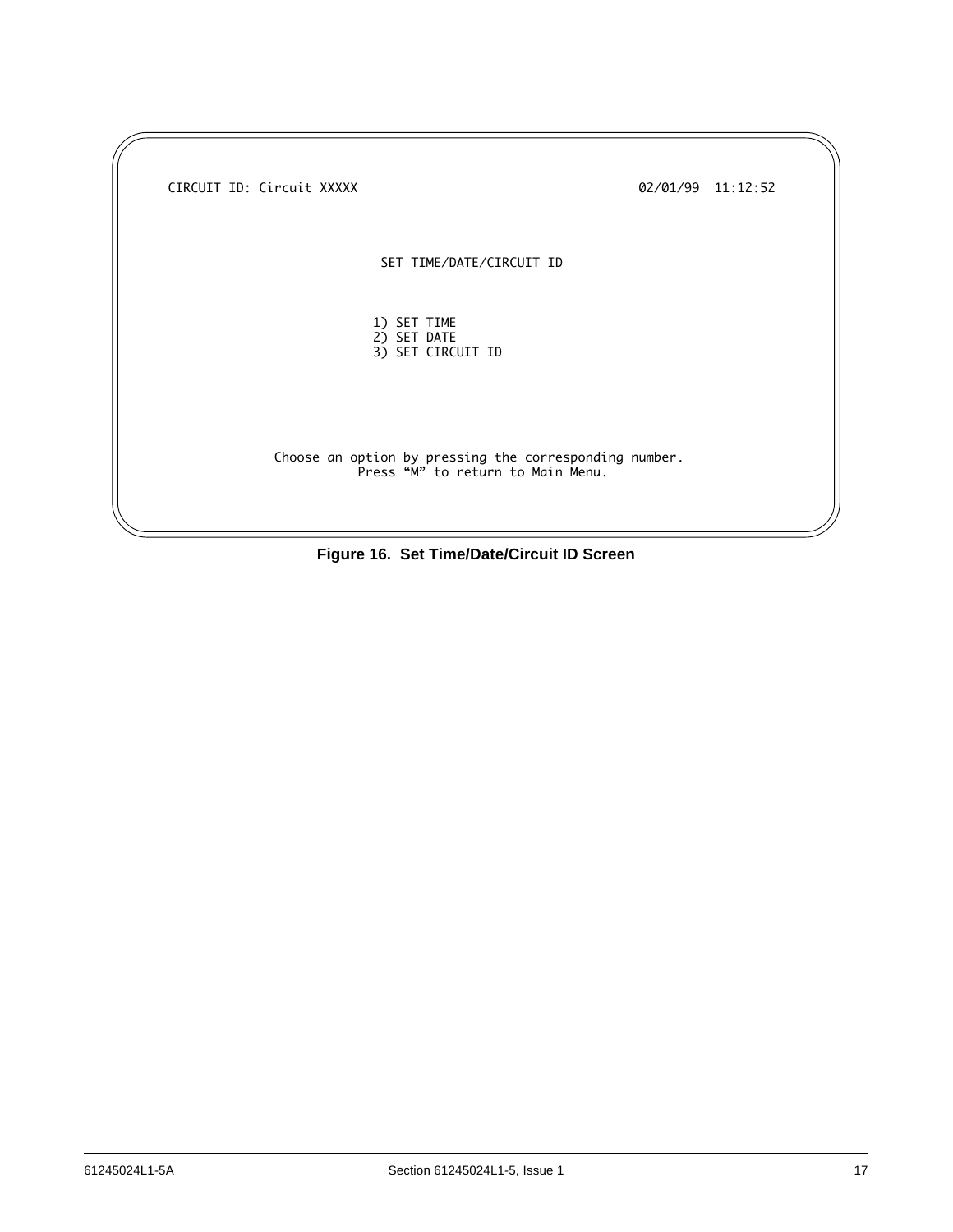```
CIRCUIT ID: Circuit XXXXX                                    02/01/99  11:12:52



                            SET TIME/DATE/CIRCUIT ID


                           1) SET TIME
                           2) SET DATE
                           3) SET CIRCUIT ID




              Choose an option by pressing the corresponding number.
                         Press “M” to return to Main Menu.
```

**Figure 16. Set Time/Date/Circuit ID Screen**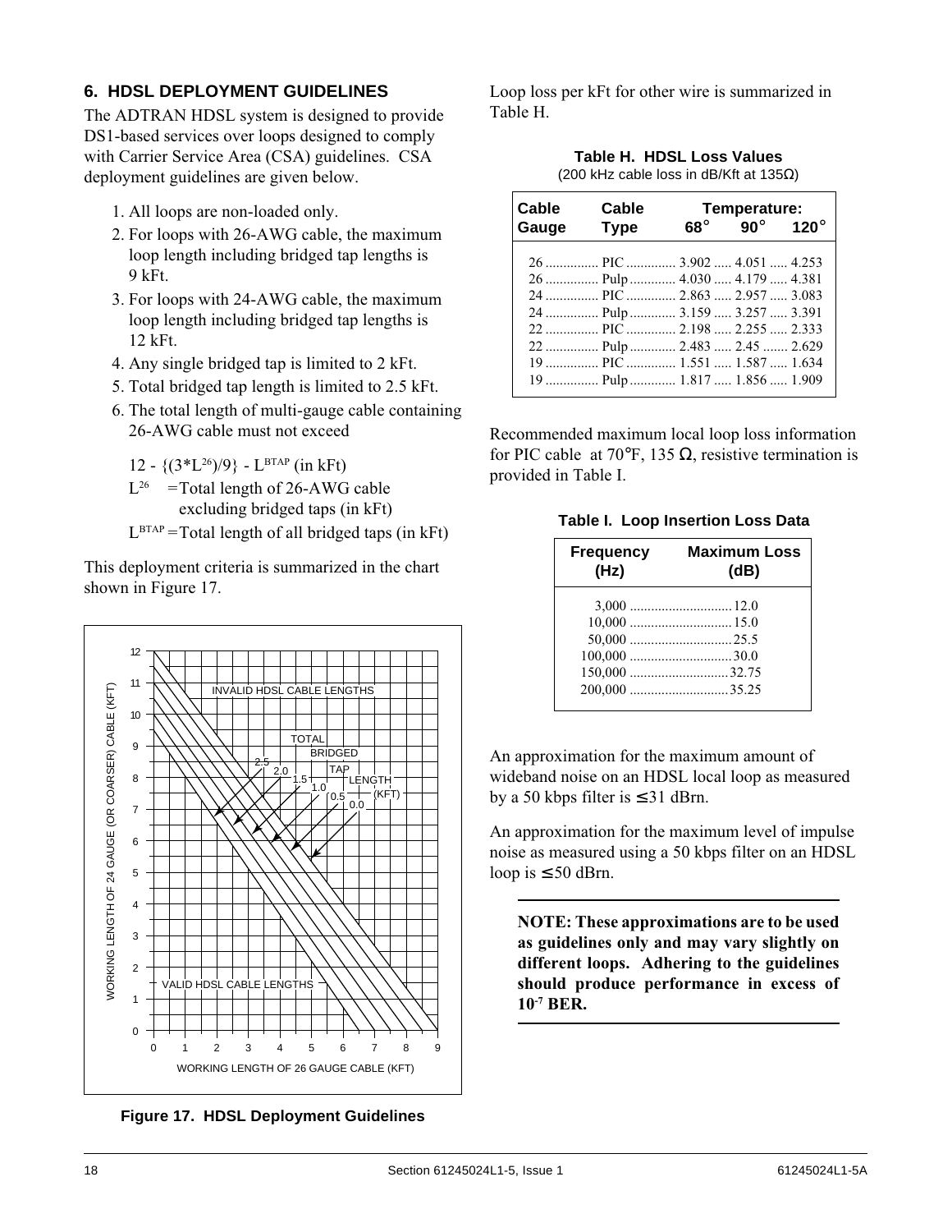## 6. HDSL DEPLOYMENT GUIDELINES

The ADTRAN HDSL system is designed to provide DS1-based services over loops designed to comply with Carrier Service Area (CSA) guidelines. CSA deployment guidelines are given below.

1. All loops are non-loaded only.
2. For loops with 26-AWG cable, the maximum loop length including bridged tap lengths is 9 kFt.
3. For loops with 24-AWG cable, the maximum loop length including bridged tap lengths is 12 kFt.
4. Any single bridged tap is limited to 2 kFt.
5. Total bridged tap length is limited to 2.5 kFt.
6. The total length of multi-gauge cable containing 26-AWG cable must not exceed

   $12 - \{(3*L^{26})/9\} - L^{BTAP}$ (in kFt)

   $L^{26}$ = Total length of 26-AWG cable excluding bridged taps (in kFt)

   $L^{BTAP}$ = Total length of all bridged taps (in kFt)

This deployment criteria is summarized in the chart shown in Figure 17.

**Figure 17. HDSL Deployment Guidelines**

Loop loss per kFt for other wire is summarized in Table H.

**Table H. HDSL Loss Values**
(200 kHz cable loss in dB/Kft at 135Ω)

| Cable Gauge | Cable Type | Temperature: 68° | 90° | 120° |
|---|---|---|---|---|
| 26 | PIC | 3.902 | 4.051 | 4.253 |
| 26 | Pulp | 4.030 | 4.179 | 4.381 |
| 24 | PIC | 2.863 | 2.957 | 3.083 |
| 24 | Pulp | 3.159 | 3.257 | 3.391 |
| 22 | PIC | 2.198 | 2.255 | 2.333 |
| 22 | Pulp | 2.483 | 2.45 | 2.629 |
| 19 | PIC | 1.551 | 1.587 | 1.634 |
| 19 | Pulp | 1.817 | 1.856 | 1.909 |

Recommended maximum local loop loss information for PIC cable at 70°F, 135 Ω, resistive termination is provided in Table I.

**Table I. Loop Insertion Loss Data**

| Frequency (Hz) | Maximum Loss (dB) |
|---|---|
| 3,000 | 12.0 |
| 10,000 | 15.0 |
| 50,000 | 25.5 |
| 100,000 | 30.0 |
| 150,000 | 32.75 |
| 200,000 | 35.25 |

An approximation for the maximum amount of wideband noise on an HDSL local loop as measured by a 50 kbps filter is ≤ 31 dBrn.

An approximation for the maximum level of impulse noise as measured using a 50 kbps filter on an HDSL loop is ≤ 50 dBrn.

**NOTE: These approximations are to be used as guidelines only and may vary slightly on different loops. Adhering to the guidelines should produce performance in excess of $10^{-7}$ BER.**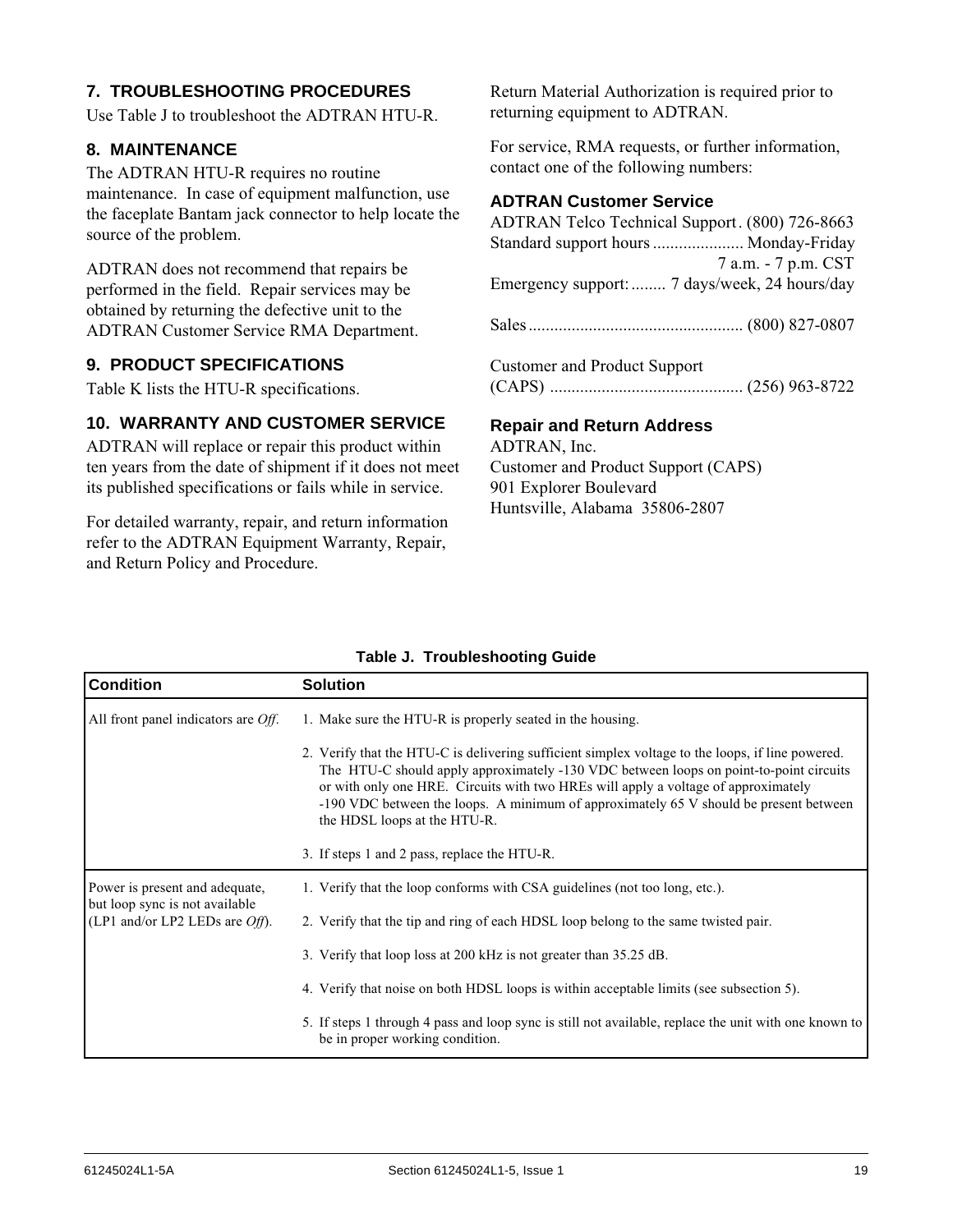## 7. TROUBLESHOOTING PROCEDURES

Use Table J to troubleshoot the ADTRAN HTU-R.

## 8. MAINTENANCE

The ADTRAN HTU-R requires no routine maintenance. In case of equipment malfunction, use the faceplate Bantam jack connector to help locate the source of the problem.

ADTRAN does not recommend that repairs be performed in the field. Repair services may be obtained by returning the defective unit to the ADTRAN Customer Service RMA Department.

## 9. PRODUCT SPECIFICATIONS

Table K lists the HTU-R specifications.

## 10. WARRANTY AND CUSTOMER SERVICE

ADTRAN will replace or repair this product within ten years from the date of shipment if it does not meet its published specifications or fails while in service.

For detailed warranty, repair, and return information refer to the ADTRAN Equipment Warranty, Repair, and Return Policy and Procedure.

Return Material Authorization is required prior to returning equipment to ADTRAN.

For service, RMA requests, or further information, contact one of the following numbers:

### ADTRAN Customer Service

ADTRAN Telco Technical Support. (800) 726-8663
Standard support hours ..................... Monday-Friday
7 a.m. - 7 p.m. CST
Emergency support: ........ 7 days/week, 24 hours/day

Sales .................................................. (800) 827-0807

Customer and Product Support
(CAPS) ............................................. (256) 963-8722

### Repair and Return Address

ADTRAN, Inc.
Customer and Product Support (CAPS)
901 Explorer Boulevard
Huntsville, Alabama 35806-2807

**Table J. Troubleshooting Guide**

| Condition | Solution |
|---|---|
| All front panel indicators are *Off*. | 1. Make sure the HTU-R is properly seated in the housing.<br><br>2. Verify that the HTU-C is delivering sufficient simplex voltage to the loops, if line powered. The HTU-C should apply approximately -130 VDC between loops on point-to-point circuits or with only one HRE. Circuits with two HREs will apply a voltage of approximately -190 VDC between the loops. A minimum of approximately 65 V should be present between the HDSL loops at the HTU-R.<br><br>3. If steps 1 and 2 pass, replace the HTU-R. |
| Power is present and adequate, but loop sync is not available (LP1 and/or LP2 LEDs are *Off*). | 1. Verify that the loop conforms with CSA guidelines (not too long, etc.).<br><br>2. Verify that the tip and ring of each HDSL loop belong to the same twisted pair.<br><br>3. Verify that loop loss at 200 kHz is not greater than 35.25 dB.<br><br>4. Verify that noise on both HDSL loops is within acceptable limits (see subsection 5).<br><br>5. If steps 1 through 4 pass and loop sync is still not available, replace the unit with one known to be in proper working condition. |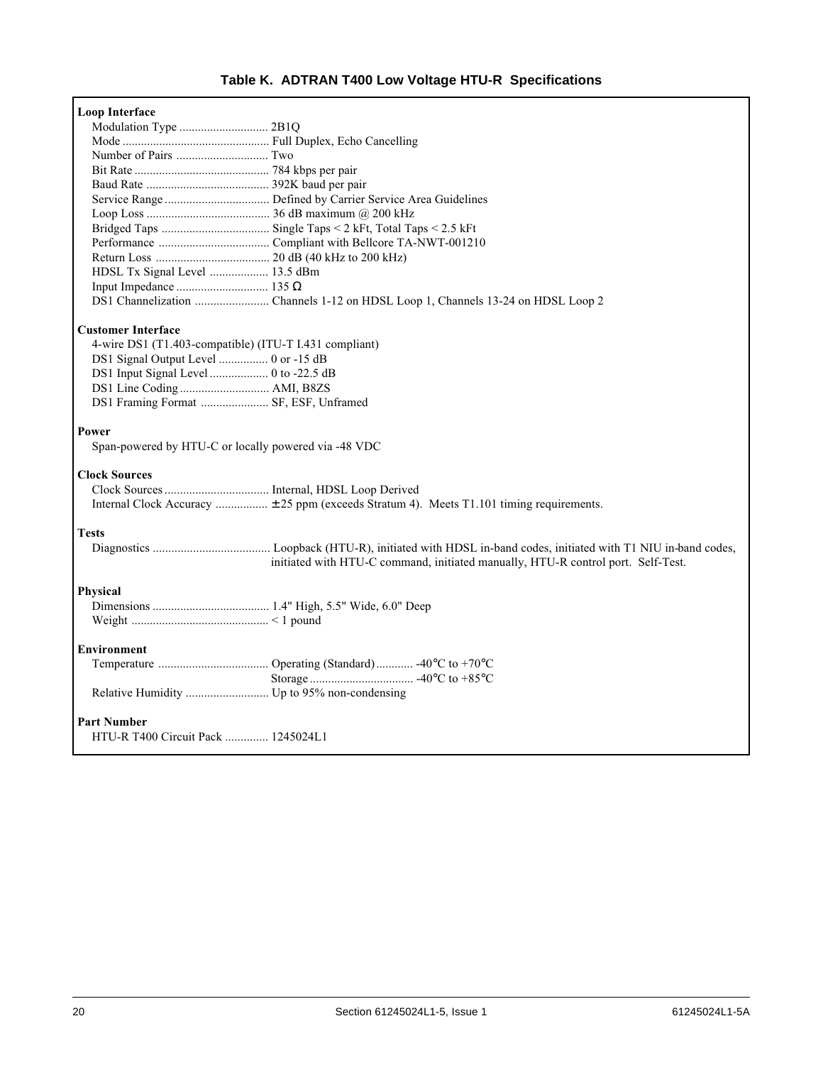# Table K. ADTRAN T400 Low Voltage HTU-R Specifications

**Loop Interface**

- Modulation Type ............................ 2B1Q
- Mode ................................................ Full Duplex, Echo Cancelling
- Number of Pairs ............................. Two
- Bit Rate ............................................ 784 kbps per pair
- Baud Rate ........................................ 392K baud per pair
- Service Range .................................. Defined by Carrier Service Area Guidelines
- Loop Loss ........................................ 36 dB maximum @ 200 kHz
- Bridged Taps ................................... Single Taps < 2 kFt, Total Taps < 2.5 kFt
- Performance .................................... Compliant with Bellcore TA-NWT-001210
- Return Loss ..................................... 20 dB (40 kHz to 200 kHz)
- HDSL Tx Signal Level ................... 13.5 dBm
- Input Impedance ............................. 135 Ω
- DS1 Channelization ........................ Channels 1-12 on HDSL Loop 1, Channels 13-24 on HDSL Loop 2

**Customer Interface**

- 4-wire DS1 (T1.403-compatible) (ITU-T I.431 compliant)
- DS1 Signal Output Level ................ 0 or -15 dB
- DS1 Input Signal Level ................... 0 to -22.5 dB
- DS1 Line Coding ............................. AMI, B8ZS
- DS1 Framing Format ...................... SF, ESF, Unframed

**Power**

- Span-powered by HTU-C or locally powered via -48 VDC

**Clock Sources**

- Clock Sources .................................. Internal, HDSL Loop Derived
- Internal Clock Accuracy ................. ±25 ppm (exceeds Stratum 4). Meets T1.101 timing requirements.

**Tests**

- Diagnostics ...................................... Loopback (HTU-R), initiated with HDSL in-band codes, initiated with T1 NIU in-band codes, initiated with HTU-C command, initiated manually, HTU-R control port. Self-Test.

**Physical**

- Dimensions ...................................... 1.4" High, 5.5" Wide, 6.0" Deep
- Weight ............................................. < 1 pound

**Environment**

- Temperature .................................... Operating (Standard) ............ -40°C to +70°C
  Storage .................................. -40°C to +85°C
- Relative Humidity ........................... Up to 95% non-condensing

**Part Number**

- HTU-R T400 Circuit Pack ............. 1245024L1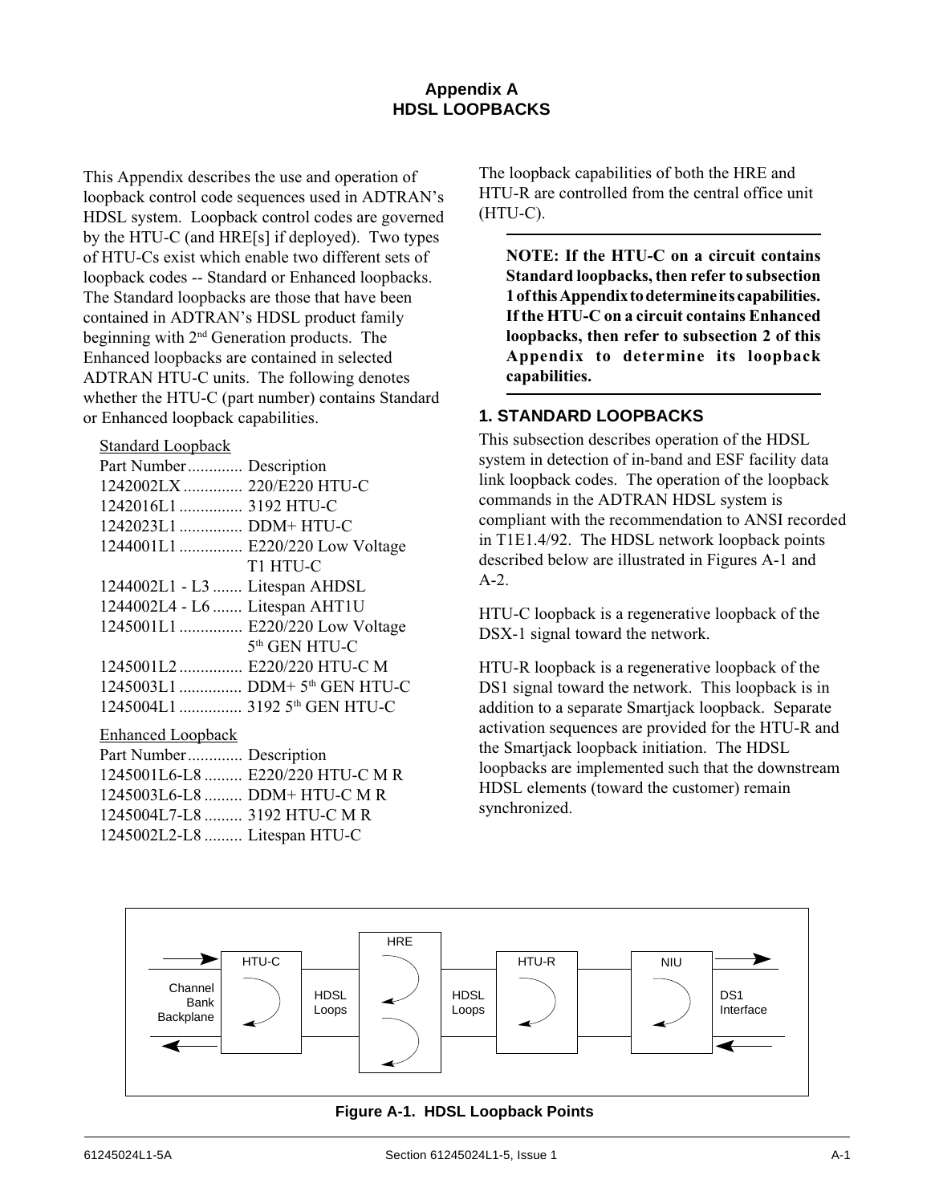# Appendix A
# HDSL LOOPBACKS

This Appendix describes the use and operation of loopback control code sequences used in ADTRAN's HDSL system. Loopback control codes are governed by the HTU-C (and HRE[s] if deployed). Two types of HTU-Cs exist which enable two different sets of loopback codes -- Standard or Enhanced loopbacks. The Standard loopbacks are those that have been contained in ADTRAN's HDSL product family beginning with 2nd Generation products. The Enhanced loopbacks are contained in selected ADTRAN HTU-C units. The following denotes whether the HTU-C (part number) contains Standard or Enhanced loopback capabilities.

Standard Loopback

| Part Number | Description |
|---|---|
| 1242002LX | 220/E220 HTU-C |
| 1242016L1 | 3192 HTU-C |
| 1242023L1 | DDM+ HTU-C |
| 1244001L1 | E220/220 Low Voltage T1 HTU-C |
| 1244002L1 - L3 | Litespan AHDSL |
| 1244002L4 - L6 | Litespan AHT1U |
| 1245001L1 | E220/220 Low Voltage 5th GEN HTU-C |
| 1245001L2 | E220/220 HTU-C M |
| 1245003L1 | DDM+ 5th GEN HTU-C |
| 1245004L1 | 3192 5th GEN HTU-C |

Enhanced Loopback

| Part Number | Description |
|---|---|
| 1245001L6-L8 | E220/220 HTU-C M R |
| 1245003L6-L8 | DDM+ HTU-C M R |
| 1245004L7-L8 | 3192 HTU-C M R |
| 1245002L2-L8 | Litespan HTU-C |

The loopback capabilities of both the HRE and HTU-R are controlled from the central office unit (HTU-C).

**NOTE: If the HTU-C on a circuit contains Standard loopbacks, then refer to subsection 1 of this Appendix to determine its capabilities. If the HTU-C on a circuit contains Enhanced loopbacks, then refer to subsection 2 of this Appendix to determine its loopback capabilities.**

## 1. STANDARD LOOPBACKS

This subsection describes operation of the HDSL system in detection of in-band and ESF facility data link loopback codes. The operation of the loopback commands in the ADTRAN HDSL system is compliant with the recommendation to ANSI recorded in T1E1.4/92. The HDSL network loopback points described below are illustrated in Figures A-1 and A-2.

HTU-C loopback is a regenerative loopback of the DSX-1 signal toward the network.

HTU-R loopback is a regenerative loopback of the DS1 signal toward the network. This loopback is in addition to a separate Smartjack loopback. Separate activation sequences are provided for the HTU-R and the Smartjack loopback initiation. The HDSL loopbacks are implemented such that the downstream HDSL elements (toward the customer) remain synchronized.

Figure A-1. HDSL Loopback Points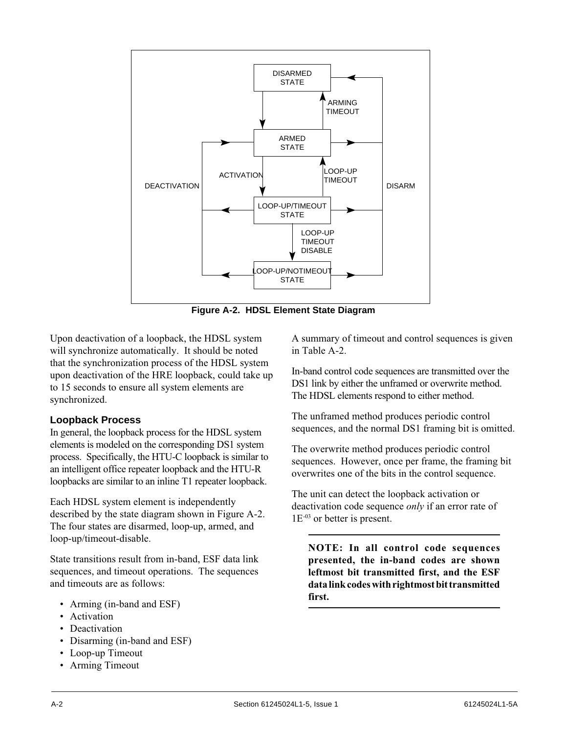**Figure A-2. HDSL Element State Diagram**

Upon deactivation of a loopback, the HDSL system will synchronize automatically. It should be noted that the synchronization process of the HDSL system upon deactivation of the HRE loopback, could take up to 15 seconds to ensure all system elements are synchronized.

### Loopback Process

In general, the loopback process for the HDSL system elements is modeled on the corresponding DS1 system process. Specifically, the HTU-C loopback is similar to an intelligent office repeater loopback and the HTU-R loopbacks are similar to an inline T1 repeater loopback.

Each HDSL system element is independently described by the state diagram shown in Figure A-2. The four states are disarmed, loop-up, armed, and loop-up/timeout-disable.

State transitions result from in-band, ESF data link sequences, and timeout operations. The sequences and timeouts are as follows:

- Arming (in-band and ESF)
- Activation
- Deactivation
- Disarming (in-band and ESF)
- Loop-up Timeout
- Arming Timeout

A summary of timeout and control sequences is given in Table A-2.

In-band control code sequences are transmitted over the DS1 link by either the unframed or overwrite method. The HDSL elements respond to either method.

The unframed method produces periodic control sequences, and the normal DS1 framing bit is omitted.

The overwrite method produces periodic control sequences. However, once per frame, the framing bit overwrites one of the bits in the control sequence.

The unit can detect the loopback activation or deactivation code sequence *only* if an error rate of $1E^{-03}$ or better is present.

---

**NOTE: In all control code sequences presented, the in-band codes are shown leftmost bit transmitted first, and the ESF data link codes with rightmost bit transmitted first.**

---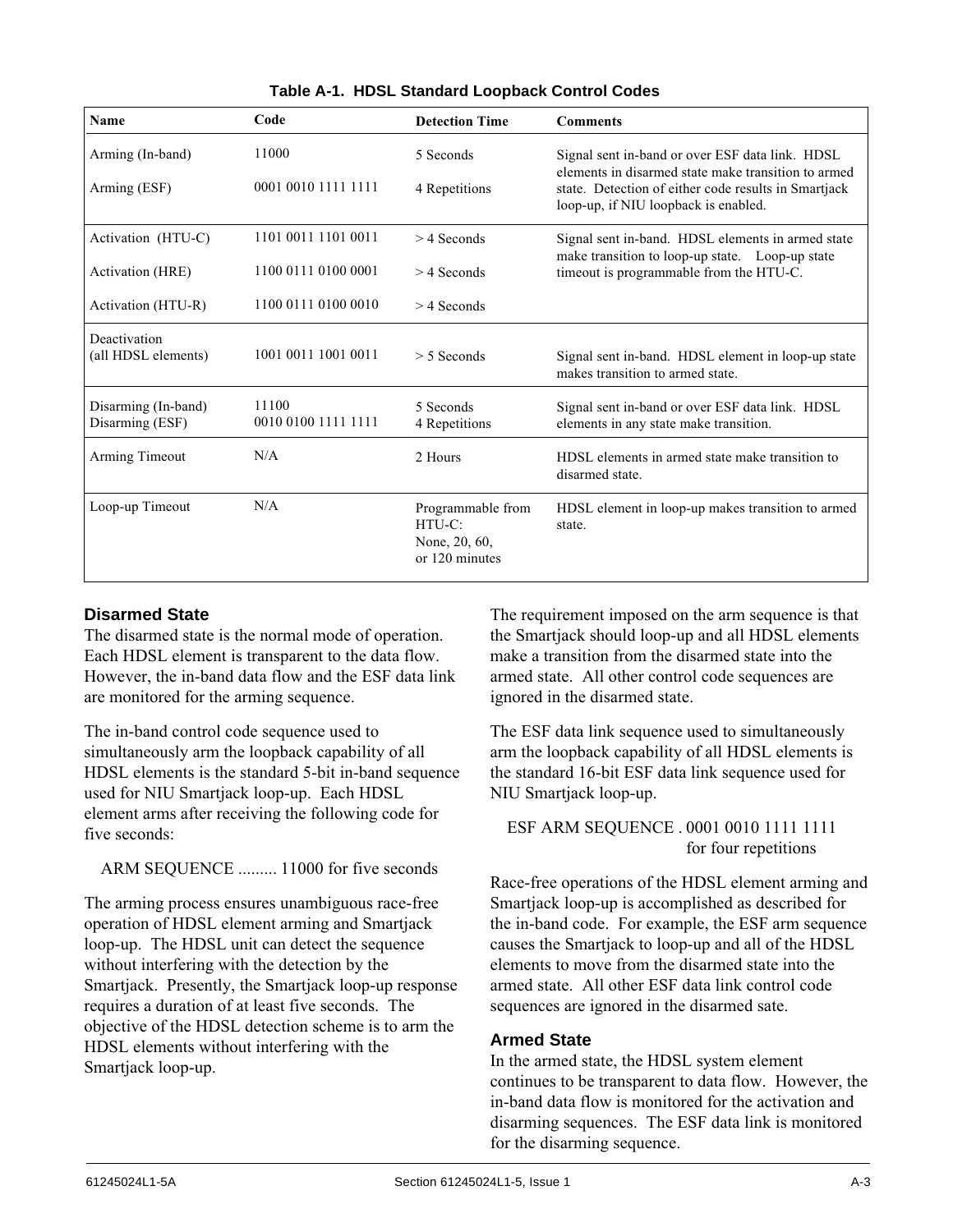**Table A-1. HDSL Standard Loopback Control Codes**

| Name | Code | Detection Time | Comments |
|---|---|---|---|
| Arming (In-band) | 11000 | 5 Seconds | Signal sent in-band or over ESF data link. HDSL elements in disarmed state make transition to armed state. Detection of either code results in Smartjack loop-up, if NIU loopback is enabled. |
| Arming (ESF) | 0001 0010 1111 1111 | 4 Repetitions | |
| Activation (HTU-C) | 1101 0011 1101 0011 | > 4 Seconds | Signal sent in-band. HDSL elements in armed state make transition to loop-up state. Loop-up state timeout is programmable from the HTU-C. |
| Activation (HRE) | 1100 0111 0100 0001 | > 4 Seconds | |
| Activation (HTU-R) | 1100 0111 0100 0010 | > 4 Seconds | |
| Deactivation (all HDSL elements) | 1001 0011 1001 0011 | > 5 Seconds | Signal sent in-band. HDSL element in loop-up state makes transition to armed state. |
| Disarming (In-band) Disarming (ESF) | 11100 0010 0100 1111 1111 | 5 Seconds 4 Repetitions | Signal sent in-band or over ESF data link. HDSL elements in any state make transition. |
| Arming Timeout | N/A | 2 Hours | HDSL elements in armed state make transition to disarmed state. |
| Loop-up Timeout | N/A | Programmable from HTU-C: None, 20, 60, or 120 minutes | HDSL element in loop-up makes transition to armed state. |

### Disarmed State

The disarmed state is the normal mode of operation. Each HDSL element is transparent to the data flow. However, the in-band data flow and the ESF data link are monitored for the arming sequence.

The in-band control code sequence used to simultaneously arm the loopback capability of all HDSL elements is the standard 5-bit in-band sequence used for NIU Smartjack loop-up. Each HDSL element arms after receiving the following code for five seconds:

ARM SEQUENCE ......... 11000 for five seconds

The arming process ensures unambiguous race-free operation of HDSL element arming and Smartjack loop-up. The HDSL unit can detect the sequence without interfering with the detection by the Smartjack. Presently, the Smartjack loop-up response requires a duration of at least five seconds. The objective of the HDSL detection scheme is to arm the HDSL elements without interfering with the Smartjack loop-up.

The requirement imposed on the arm sequence is that the Smartjack should loop-up and all HDSL elements make a transition from the disarmed state into the armed state. All other control code sequences are ignored in the disarmed state.

The ESF data link sequence used to simultaneously arm the loopback capability of all HDSL elements is the standard 16-bit ESF data link sequence used for NIU Smartjack loop-up.

ESF ARM SEQUENCE . 0001 0010 1111 1111 for four repetitions

Race-free operations of the HDSL element arming and Smartjack loop-up is accomplished as described for the in-band code. For example, the ESF arm sequence causes the Smartjack to loop-up and all of the HDSL elements to move from the disarmed state into the armed state. All other ESF data link control code sequences are ignored in the disarmed sate.

### Armed State

In the armed state, the HDSL system element continues to be transparent to data flow. However, the in-band data flow is monitored for the activation and disarming sequences. The ESF data link is monitored for the disarming sequence.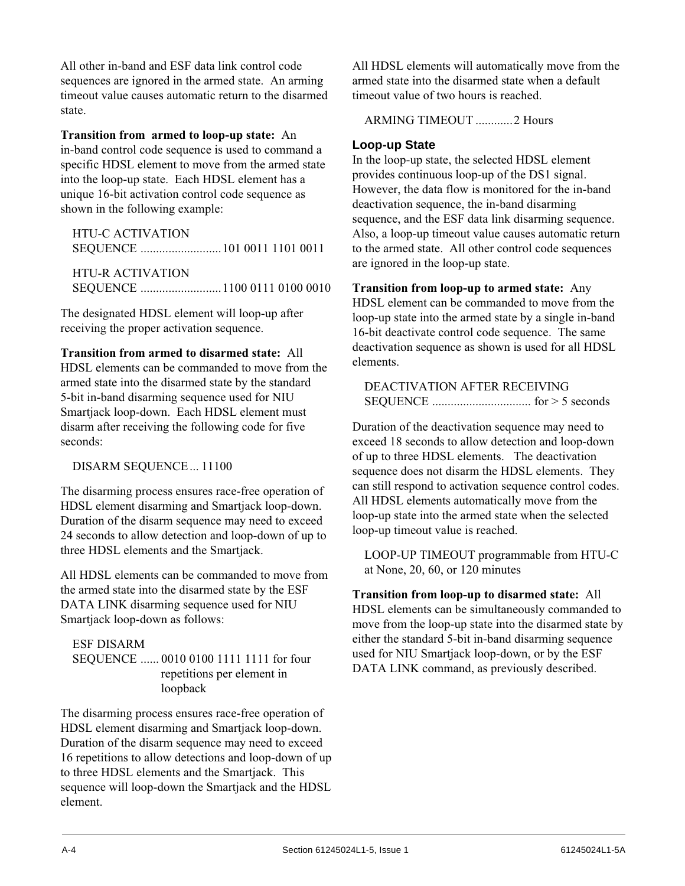All other in-band and ESF data link control code sequences are ignored in the armed state. An arming timeout value causes automatic return to the disarmed state.

**Transition from armed to loop-up state:** An in-band control code sequence is used to command a specific HDSL element to move from the armed state into the loop-up state. Each HDSL element has a unique 16-bit activation control code sequence as shown in the following example:

HTU-C ACTIVATION SEQUENCE ..........................101 0011 1101 0011

HTU-R ACTIVATION SEQUENCE ..........................1100 0111 0100 0010

The designated HDSL element will loop-up after receiving the proper activation sequence.

**Transition from armed to disarmed state:** All HDSL elements can be commanded to move from the armed state into the disarmed state by the standard 5-bit in-band disarming sequence used for NIU Smartjack loop-down. Each HDSL element must disarm after receiving the following code for five seconds:

DISARM SEQUENCE... 11100

The disarming process ensures race-free operation of HDSL element disarming and Smartjack loop-down. Duration of the disarm sequence may need to exceed 24 seconds to allow detection and loop-down of up to three HDSL elements and the Smartjack.

All HDSL elements can be commanded to move from the armed state into the disarmed state by the ESF DATA LINK disarming sequence used for NIU Smartjack loop-down as follows:

ESF DISARM SEQUENCE ...... 0010 0100 1111 1111 for four repetitions per element in loopback

The disarming process ensures race-free operation of HDSL element disarming and Smartjack loop-down. Duration of the disarm sequence may need to exceed 16 repetitions to allow detections and loop-down of up to three HDSL elements and the Smartjack. This sequence will loop-down the Smartjack and the HDSL element.

All HDSL elements will automatically move from the armed state into the disarmed state when a default timeout value of two hours is reached.

ARMING TIMEOUT ............2 Hours

### Loop-up State

In the loop-up state, the selected HDSL element provides continuous loop-up of the DS1 signal. However, the data flow is monitored for the in-band deactivation sequence, the in-band disarming sequence, and the ESF data link disarming sequence. Also, a loop-up timeout value causes automatic return to the armed state. All other control code sequences are ignored in the loop-up state.

**Transition from loop-up to armed state:** Any HDSL element can be commanded to move from the loop-up state into the armed state by a single in-band 16-bit deactivate control code sequence. The same deactivation sequence as shown is used for all HDSL elements.

DEACTIVATION AFTER RECEIVING SEQUENCE ................................ for > 5 seconds

Duration of the deactivation sequence may need to exceed 18 seconds to allow detection and loop-down of up to three HDSL elements. The deactivation sequence does not disarm the HDSL elements. They can still respond to activation sequence control codes. All HDSL elements automatically move from the loop-up state into the armed state when the selected loop-up timeout value is reached.

LOOP-UP TIMEOUT programmable from HTU-C at None, 20, 60, or 120 minutes

**Transition from loop-up to disarmed state:** All HDSL elements can be simultaneously commanded to move from the loop-up state into the disarmed state by either the standard 5-bit in-band disarming sequence used for NIU Smartjack loop-down, or by the ESF DATA LINK command, as previously described.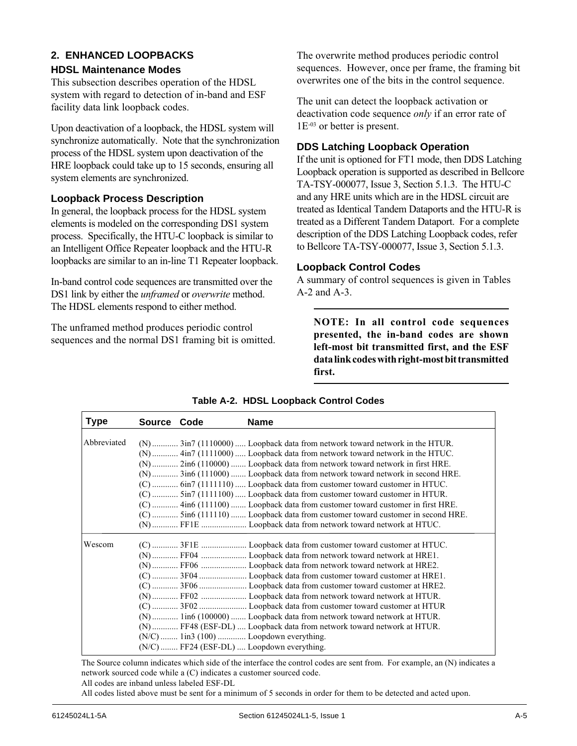## 2. ENHANCED LOOPBACKS

### HDSL Maintenance Modes

This subsection describes operation of the HDSL system with regard to detection of in-band and ESF facility data link loopback codes.

Upon deactivation of a loopback, the HDSL system will synchronize automatically. Note that the synchronization process of the HDSL system upon deactivation of the HRE loopback could take up to 15 seconds, ensuring all system elements are synchronized.

### Loopback Process Description

In general, the loopback process for the HDSL system elements is modeled on the corresponding DS1 system process. Specifically, the HTU-C loopback is similar to an Intelligent Office Repeater loopback and the HTU-R loopbacks are similar to an in-line T1 Repeater loopback.

In-band control code sequences are transmitted over the DS1 link by either the *unframed* or *overwrite* method. The HDSL elements respond to either method.

The unframed method produces periodic control sequences and the normal DS1 framing bit is omitted.

The overwrite method produces periodic control sequences. However, once per frame, the framing bit overwrites one of the bits in the control sequence.

The unit can detect the loopback activation or deactivation code sequence *only* if an error rate of 1E$^{-03}$ or better is present.

### DDS Latching Loopback Operation

If the unit is optioned for FT1 mode, then DDS Latching Loopback operation is supported as described in Bellcore TA-TSY-000077, Issue 3, Section 5.1.3. The HTU-C and any HRE units which are in the HDSL circuit are treated as Identical Tandem Dataports and the HTU-R is treated as a Different Tandem Dataport. For a complete description of the DDS Latching Loopback codes, refer to Bellcore TA-TSY-000077, Issue 3, Section 5.1.3.

### Loopback Control Codes

A summary of control sequences is given in Tables A-2 and A-3.

---

**NOTE: In all control code sequences presented, the in-band codes are shown left-most bit transmitted first, and the ESF data link codes with right-most bit transmitted first.**

---

**Table A-2. HDSL Loopback Control Codes**

| Type | Source | Code | Name |
|---|---|---|---|
| Abbreviated | (N) | 3in7 (1110000) | Loopback data from network toward network in the HTUR. |
| | (N) | 4in7 (1111000) | Loopback data from network toward network in the HTUC. |
| | (N) | 2in6 (110000) | Loopback data from network toward network in first HRE. |
| | (N) | 3in6 (111000) | Loopback data from network toward network in second HRE. |
| | (C) | 6in7 (1111110) | Loopback data from customer toward customer in HTUC. |
| | (C) | 5in7 (1111100) | Loopback data from customer toward customer in HTUR. |
| | (C) | 4in6 (111100) | Loopback data from customer toward customer in first HRE. |
| | (C) | 5in6 (111110) | Loopback data from customer toward customer in second HRE. |
| | (N) | FF1E | Loopback data from network toward network at HTUC. |
| Wescom | (C) | 3F1E | Loopback data from customer toward customer at HTUC. |
| | (N) | FF04 | Loopback data from network toward network at HRE1. |
| | (N) | FF06 | Loopback data from network toward network at HRE2. |
| | (C) | 3F04 | Loopback data from customer toward customer at HRE1. |
| | (C) | 3F06 | Loopback data from customer toward customer at HRE2. |
| | (N) | FF02 | Loopback data from network toward network at HTUR. |
| | (C) | 3F02 | Loopback data from customer toward customer at HTUR |
| | (N) | 1in6 (100000) | Loopback data from network toward network at HTUR. |
| | (N) | FF48 (ESF-DL) | Loopback data from network toward network at HTUR. |
| | (N/C) | 1in3 (100) | Loopdown everything. |
| | (N/C) | FF24 (ESF-DL) | Loopdown everything. |

The Source column indicates which side of the interface the control codes are sent from. For example, an (N) indicates a network sourced code while a (C) indicates a customer sourced code.
All codes are inband unless labeled ESF-DL
All codes listed above must be sent for a minimum of 5 seconds in order for them to be detected and acted upon.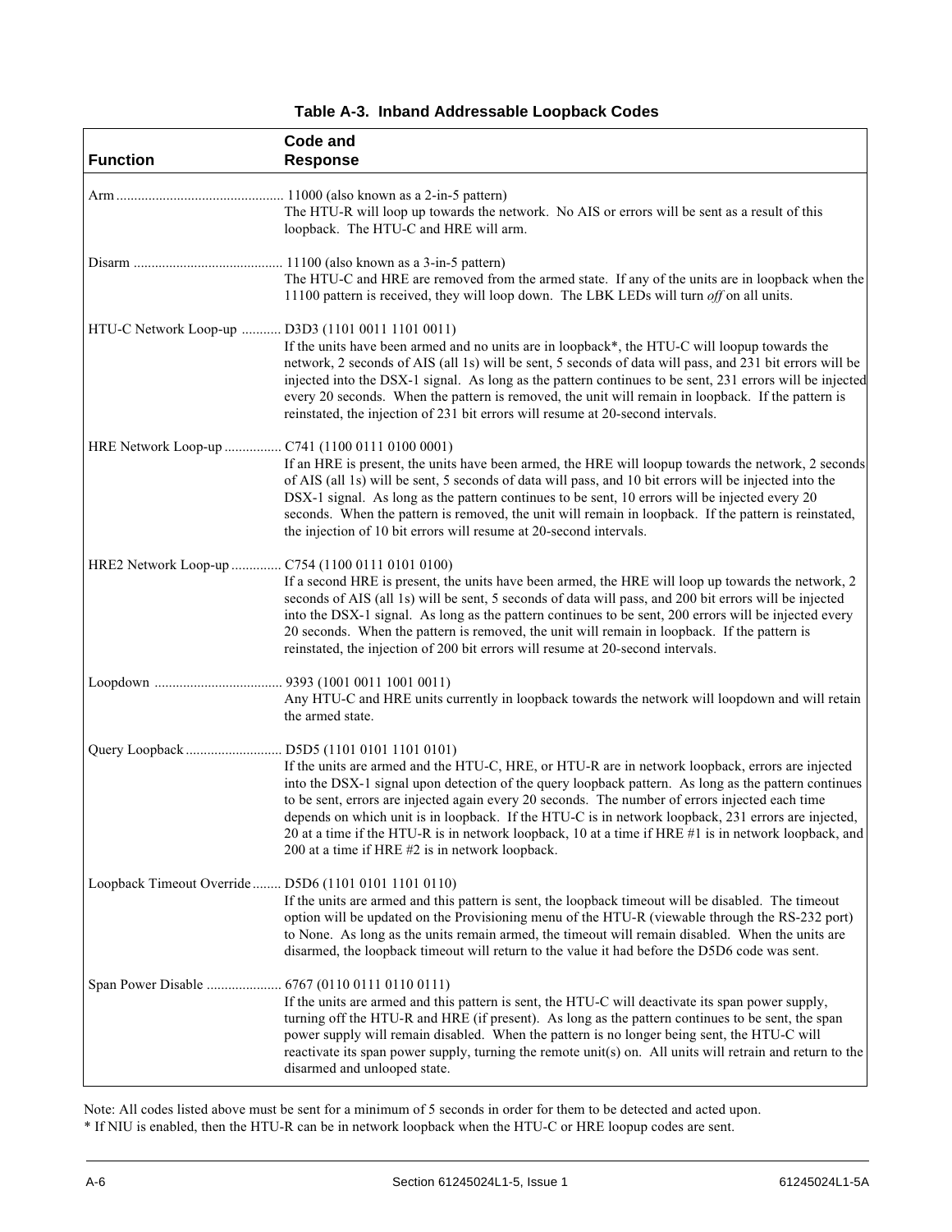**Table A-3. Inband Addressable Loopback Codes**

| Function | Code and Response |
|---|---|
| Arm | 11000 (also known as a 2-in-5 pattern)<br>The HTU-R will loop up towards the network. No AIS or errors will be sent as a result of this loopback. The HTU-C and HRE will arm. |
| Disarm | 11100 (also known as a 3-in-5 pattern)<br>The HTU-C and HRE are removed from the armed state. If any of the units are in loopback when the 11100 pattern is received, they will loop down. The LBK LEDs will turn *off* on all units. |
| HTU-C Network Loop-up | D3D3 (1101 0011 1101 0011)<br>If the units have been armed and no units are in loopback*, the HTU-C will loopup towards the network, 2 seconds of AIS (all 1s) will be sent, 5 seconds of data will pass, and 231 bit errors will be injected into the DSX-1 signal. As long as the pattern continues to be sent, 231 errors will be injected every 20 seconds. When the pattern is removed, the unit will remain in loopback. If the pattern is reinstated, the injection of 231 bit errors will resume at 20-second intervals. |
| HRE Network Loop-up | C741 (1100 0111 0100 0001)<br>If an HRE is present, the units have been armed, the HRE will loopup towards the network, 2 seconds of AIS (all 1s) will be sent, 5 seconds of data will pass, and 10 bit errors will be injected into the DSX-1 signal. As long as the pattern continues to be sent, 10 errors will be injected every 20 seconds. When the pattern is removed, the unit will remain in loopback. If the pattern is reinstated, the injection of 10 bit errors will resume at 20-second intervals. |
| HRE2 Network Loop-up | C754 (1100 0111 0101 0100)<br>If a second HRE is present, the units have been armed, the HRE will loop up towards the network, 2 seconds of AIS (all 1s) will be sent, 5 seconds of data will pass, and 200 bit errors will be injected into the DSX-1 signal. As long as the pattern continues to be sent, 200 errors will be injected every 20 seconds. When the pattern is removed, the unit will remain in loopback. If the pattern is reinstated, the injection of 200 bit errors will resume at 20-second intervals. |
| Loopdown | 9393 (1001 0011 1001 0011)<br>Any HTU-C and HRE units currently in loopback towards the network will loopdown and will retain the armed state. |
| Query Loopback | D5D5 (1101 0101 1101 0101)<br>If the units are armed and the HTU-C, HRE, or HTU-R are in network loopback, errors are injected into the DSX-1 signal upon detection of the query loopback pattern. As long as the pattern continues to be sent, errors are injected again every 20 seconds. The number of errors injected each time depends on which unit is in loopback. If the HTU-C is in network loopback, 231 errors are injected, 20 at a time if the HTU-R is in network loopback, 10 at a time if HRE #1 is in network loopback, and 200 at a time if HRE #2 is in network loopback. |
| Loopback Timeout Override | D5D6 (1101 0101 1101 0110)<br>If the units are armed and this pattern is sent, the loopback timeout will be disabled. The timeout option will be updated on the Provisioning menu of the HTU-R (viewable through the RS-232 port) to None. As long as the units remain armed, the timeout will remain disabled. When the units are disarmed, the loopback timeout will return to the value it had before the D5D6 code was sent. |
| Span Power Disable | 6767 (0110 0111 0110 0111)<br>If the units are armed and this pattern is sent, the HTU-C will deactivate its span power supply, turning off the HTU-R and HRE (if present). As long as the pattern continues to be sent, the span power supply will remain disabled. When the pattern is no longer being sent, the HTU-C will reactivate its span power supply, turning the remote unit(s) on. All units will retrain and return to the disarmed and unlooped state. |

Note: All codes listed above must be sent for a minimum of 5 seconds in order for them to be detected and acted upon.
* If NIU is enabled, then the HTU-R can be in network loopback when the HTU-C or HRE loopup codes are sent.